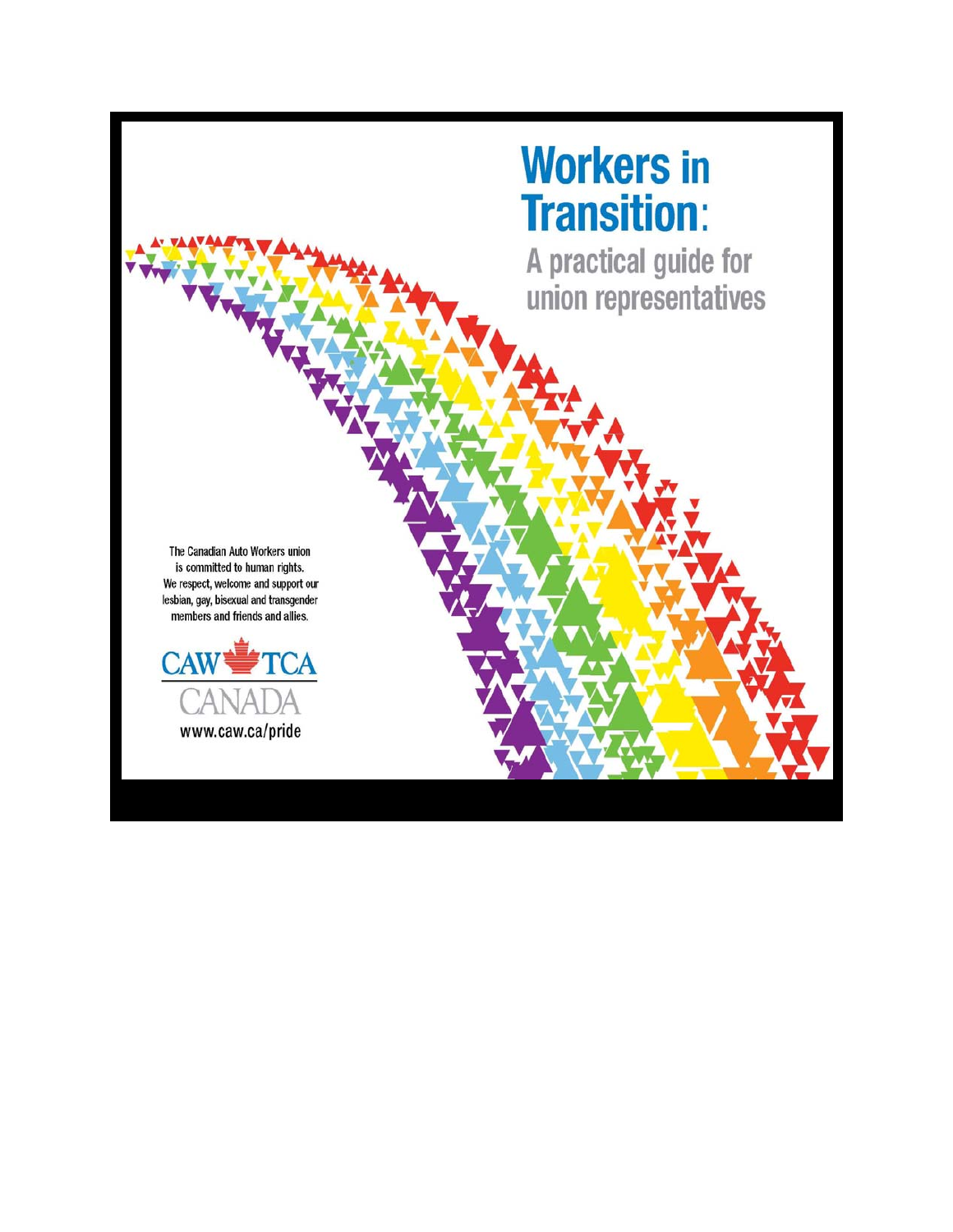# Workers in Transition:

## A practical guide for union representatives

The Canadian Auto Workers union is committed to human rights. We respect, welcome and support our lesbian, gay, bisexual and transgender members and friends and allies.

CAW TCA CANADA

www.caw.ca/pride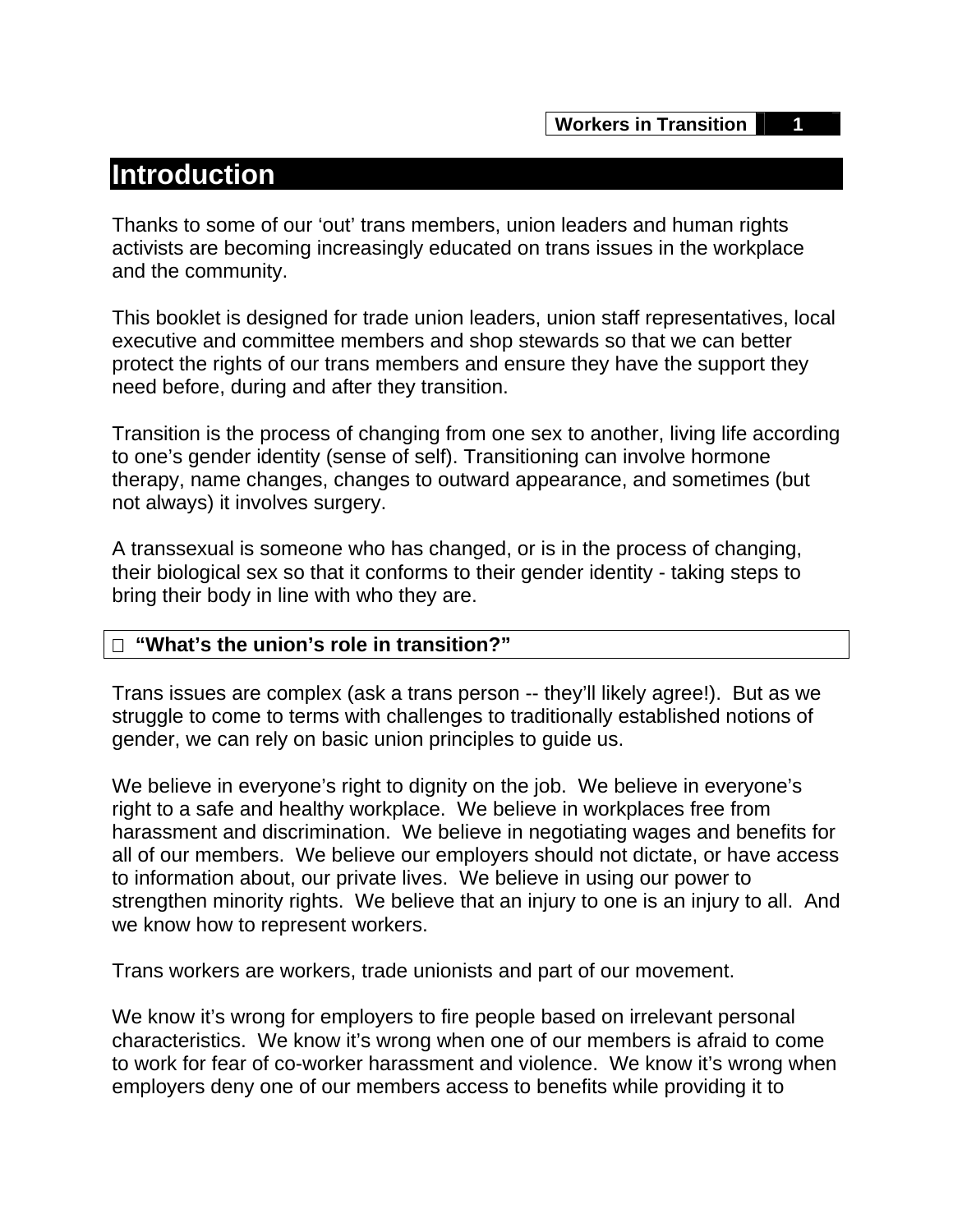# Introduction

Thanks to some of our 'out' trans members, union leaders and human rights activists are becoming increasingly educated on trans issues in the workplace and the community.

This booklet is designed for trade union leaders, union staff representatives, local executive and committee members and shop stewards so that we can better protect the rights of our trans members and ensure they have the support they need before, during and after they transition.

Transition is the process of changing from one sex to another, living life according to one's gender identity (sense of self). Transitioning can involve hormone therapy, name changes, changes to outward appearance, and sometimes (but not always) it involves surgery.

A transsexual is someone who has changed, or is in the process of changing, their biological sex so that it conforms to their gender identity - taking steps to bring their body in line with who they are.

## "What's the union's role in transition?"

Trans issues are complex (ask a trans person -- they'll likely agree!). But as we struggle to come to terms with challenges to traditionally established notions of gender, we can rely on basic union principles to guide us.

We believe in everyone's right to dignity on the job. We believe in everyone's right to a safe and healthy workplace. We believe in workplaces free from harassment and discrimination. We believe in negotiating wages and benefits for all of our members. We believe our employers should not dictate, or have access to information about, our private lives. We believe in using our power to strengthen minority rights. We believe that an injury to one is an injury to all. And we know how to represent workers.

Trans workers are workers, trade unionists and part of our movement.

We know it's wrong for employers to fire people based on irrelevant personal characteristics. We know it's wrong when one of our members is afraid to come to work for fear of co-worker harassment and violence. We know it's wrong when employers deny one of our members access to benefits while providing it to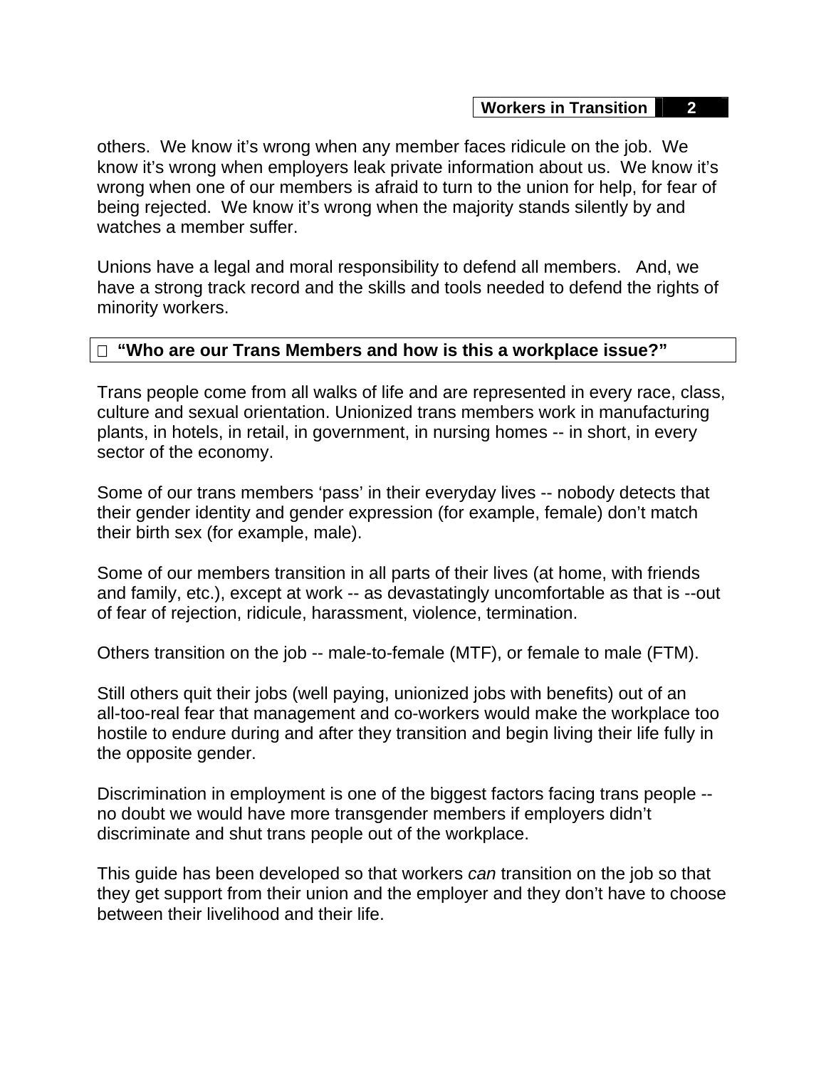others.  We know it's wrong when any member faces ridicule on the job.  We know it's wrong when employers leak private information about us.  We know it's wrong when one of our members is afraid to turn to the union for help, for fear of being rejected.  We know it's wrong when the majority stands silently by and watches a member suffer.

Unions have a legal and moral responsibility to defend all members.   And, we have a strong track record and the skills and tools needed to defend the rights of minority workers.

### "Who are our Trans Members and how is this a workplace issue?"

Trans people come from all walks of life and are represented in every race, class, culture and sexual orientation. Unionized trans members work in manufacturing plants, in hotels, in retail, in government, in nursing homes -- in short, in every sector of the economy.

Some of our trans members 'pass' in their everyday lives -- nobody detects that their gender identity and gender expression (for example, female) don't match their birth sex (for example, male).

Some of our members transition in all parts of their lives (at home, with friends and family, etc.), except at work -- as devastatingly uncomfortable as that is --out of fear of rejection, ridicule, harassment, violence, termination.

Others transition on the job -- male-to-female (MTF), or female to male (FTM).

Still others quit their jobs (well paying, unionized jobs with benefits) out of an all-too-real fear that management and co-workers would make the workplace too hostile to endure during and after they transition and begin living their life fully in the opposite gender.

Discrimination in employment is one of the biggest factors facing trans people -- no doubt we would have more transgender members if employers didn't discriminate and shut trans people out of the workplace.

This guide has been developed so that workers *can* transition on the job so that they get support from their union and the employer and they don't have to choose between their livelihood and their life.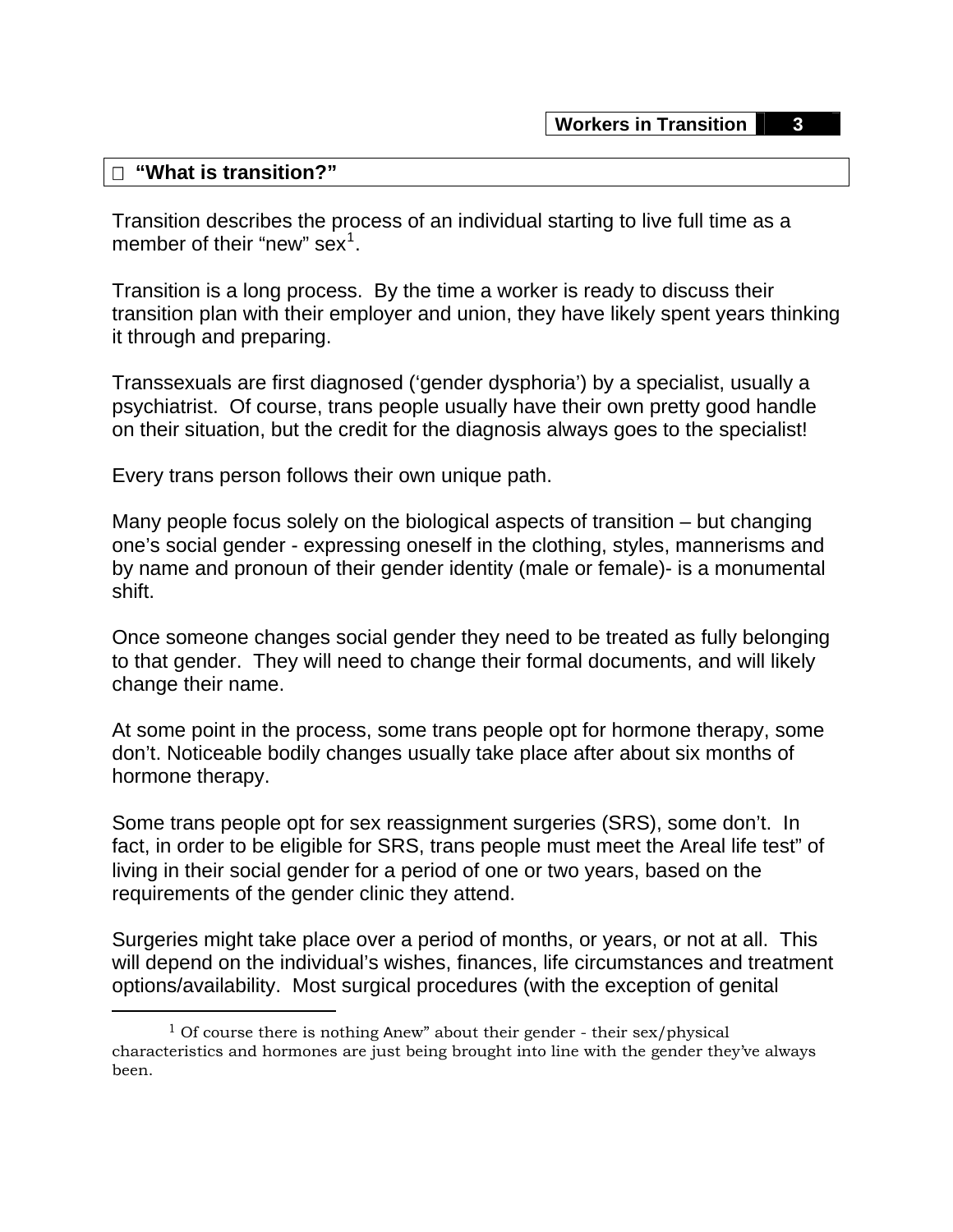## "What is transition?"

Transition describes the process of an individual starting to live full time as a member of their "new" sex[1].

Transition is a long process. By the time a worker is ready to discuss their transition plan with their employer and union, they have likely spent years thinking it through and preparing.

Transsexuals are first diagnosed ('gender dysphoria') by a specialist, usually a psychiatrist. Of course, trans people usually have their own pretty good handle on their situation, but the credit for the diagnosis always goes to the specialist!

Every trans person follows their own unique path.

Many people focus solely on the biological aspects of transition – but changing one's social gender - expressing oneself in the clothing, styles, mannerisms and by name and pronoun of their gender identity (male or female)- is a monumental shift.

Once someone changes social gender they need to be treated as fully belonging to that gender. They will need to change their formal documents, and will likely change their name.

At some point in the process, some trans people opt for hormone therapy, some don't. Noticeable bodily changes usually take place after about six months of hormone therapy.

Some trans people opt for sex reassignment surgeries (SRS), some don't. In fact, in order to be eligible for SRS, trans people must meet the Areal life test" of living in their social gender for a period of one or two years, based on the requirements of the gender clinic they attend.

Surgeries might take place over a period of months, or years, or not at all. This will depend on the individual's wishes, finances, life circumstances and treatment options/availability. Most surgical procedures (with the exception of genital

---

[1] Of course there is nothing Anew" about their gender - their sex/physical characteristics and hormones are just being brought into line with the gender they've always been.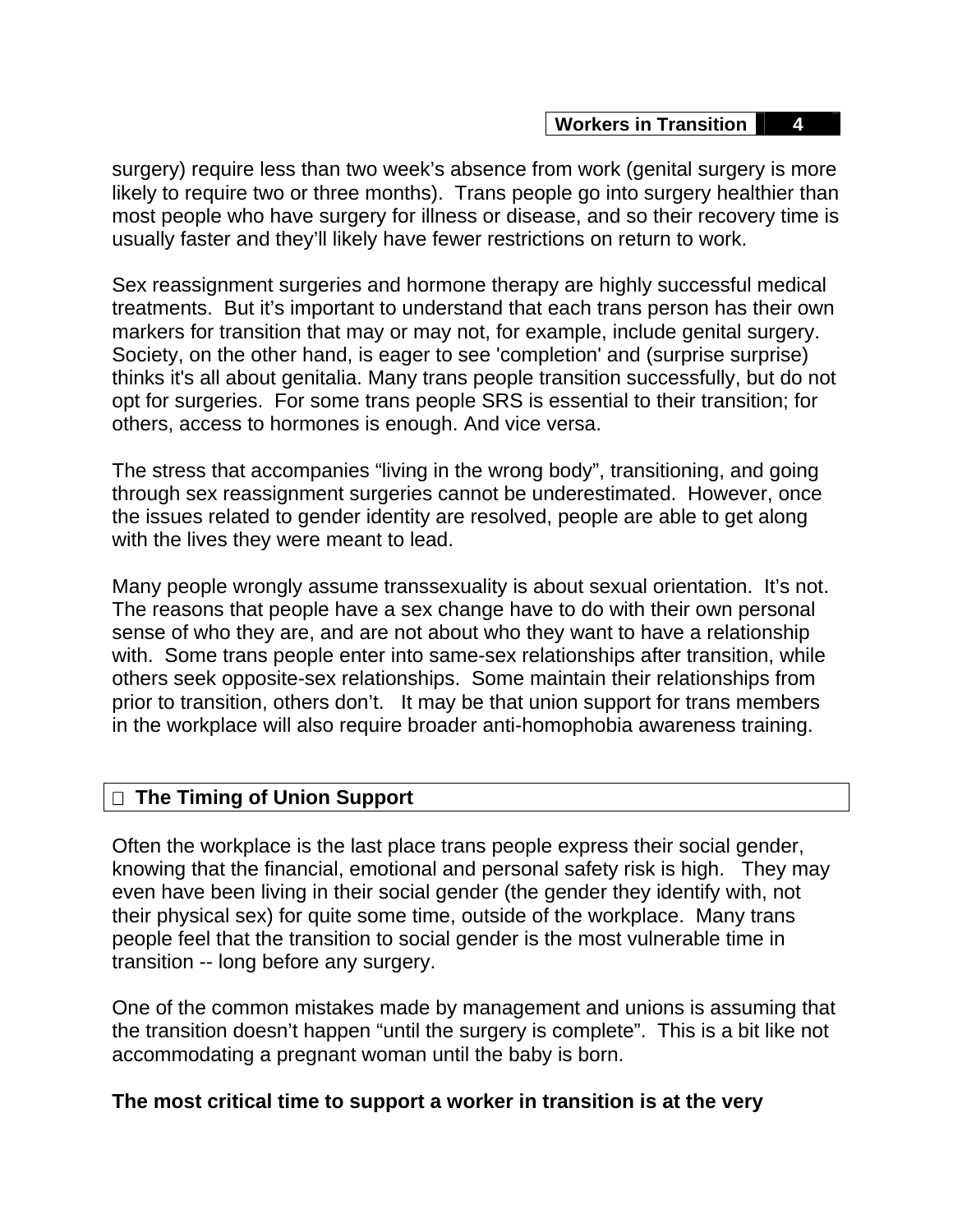surgery) require less than two week's absence from work (genital surgery is more likely to require two or three months). Trans people go into surgery healthier than most people who have surgery for illness or disease, and so their recovery time is usually faster and they'll likely have fewer restrictions on return to work.

Sex reassignment surgeries and hormone therapy are highly successful medical treatments. But it's important to understand that each trans person has their own markers for transition that may or may not, for example, include genital surgery. Society, on the other hand, is eager to see 'completion' and (surprise surprise) thinks it's all about genitalia. Many trans people transition successfully, but do not opt for surgeries. For some trans people SRS is essential to their transition; for others, access to hormones is enough. And vice versa.

The stress that accompanies "living in the wrong body", transitioning, and going through sex reassignment surgeries cannot be underestimated. However, once the issues related to gender identity are resolved, people are able to get along with the lives they were meant to lead.

Many people wrongly assume transsexuality is about sexual orientation. It's not. The reasons that people have a sex change have to do with their own personal sense of who they are, and are not about who they want to have a relationship with. Some trans people enter into same-sex relationships after transition, while others seek opposite-sex relationships. Some maintain their relationships from prior to transition, others don't. It may be that union support for trans members in the workplace will also require broader anti-homophobia awareness training.

## The Timing of Union Support

Often the workplace is the last place trans people express their social gender, knowing that the financial, emotional and personal safety risk is high. They may even have been living in their social gender (the gender they identify with, not their physical sex) for quite some time, outside of the workplace. Many trans people feel that the transition to social gender is the most vulnerable time in transition -- long before any surgery.

One of the common mistakes made by management and unions is assuming that the transition doesn't happen "until the surgery is complete". This is a bit like not accommodating a pregnant woman until the baby is born.

**The most critical time to support a worker in transition is at the very**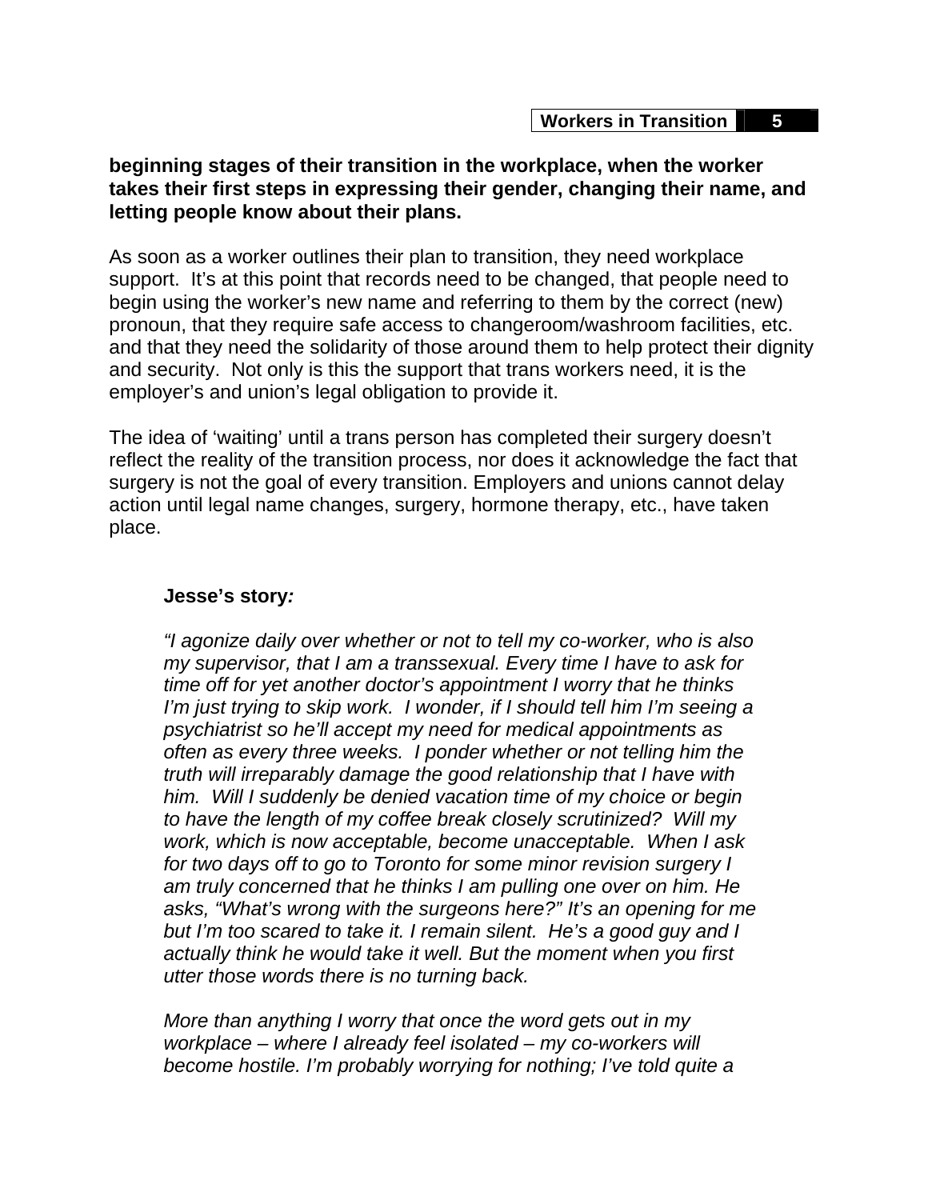**beginning stages of their transition in the workplace, when the worker takes their first steps in expressing their gender, changing their name, and letting people know about their plans.**

As soon as a worker outlines their plan to transition, they need workplace support. It's at this point that records need to be changed, that people need to begin using the worker's new name and referring to them by the correct (new) pronoun, that they require safe access to changeroom/washroom facilities, etc. and that they need the solidarity of those around them to help protect their dignity and security. Not only is this the support that trans workers need, it is the employer's and union's legal obligation to provide it.

The idea of 'waiting' until a trans person has completed their surgery doesn't reflect the reality of the transition process, nor does it acknowledge the fact that surgery is not the goal of every transition. Employers and unions cannot delay action until legal name changes, surgery, hormone therapy, etc., have taken place.

**Jesse's story***:*

*"I agonize daily over whether or not to tell my co-worker, who is also my supervisor, that I am a transsexual. Every time I have to ask for time off for yet another doctor's appointment I worry that he thinks I'm just trying to skip work. I wonder, if I should tell him I'm seeing a psychiatrist so he'll accept my need for medical appointments as often as every three weeks. I ponder whether or not telling him the truth will irreparably damage the good relationship that I have with him. Will I suddenly be denied vacation time of my choice or begin to have the length of my coffee break closely scrutinized? Will my work, which is now acceptable, become unacceptable. When I ask for two days off to go to Toronto for some minor revision surgery I am truly concerned that he thinks I am pulling one over on him. He asks, "What's wrong with the surgeons here?" It's an opening for me but I'm too scared to take it. I remain silent. He's a good guy and I actually think he would take it well. But the moment when you first utter those words there is no turning back.*

*More than anything I worry that once the word gets out in my workplace – where I already feel isolated – my co-workers will become hostile. I'm probably worrying for nothing; I've told quite a*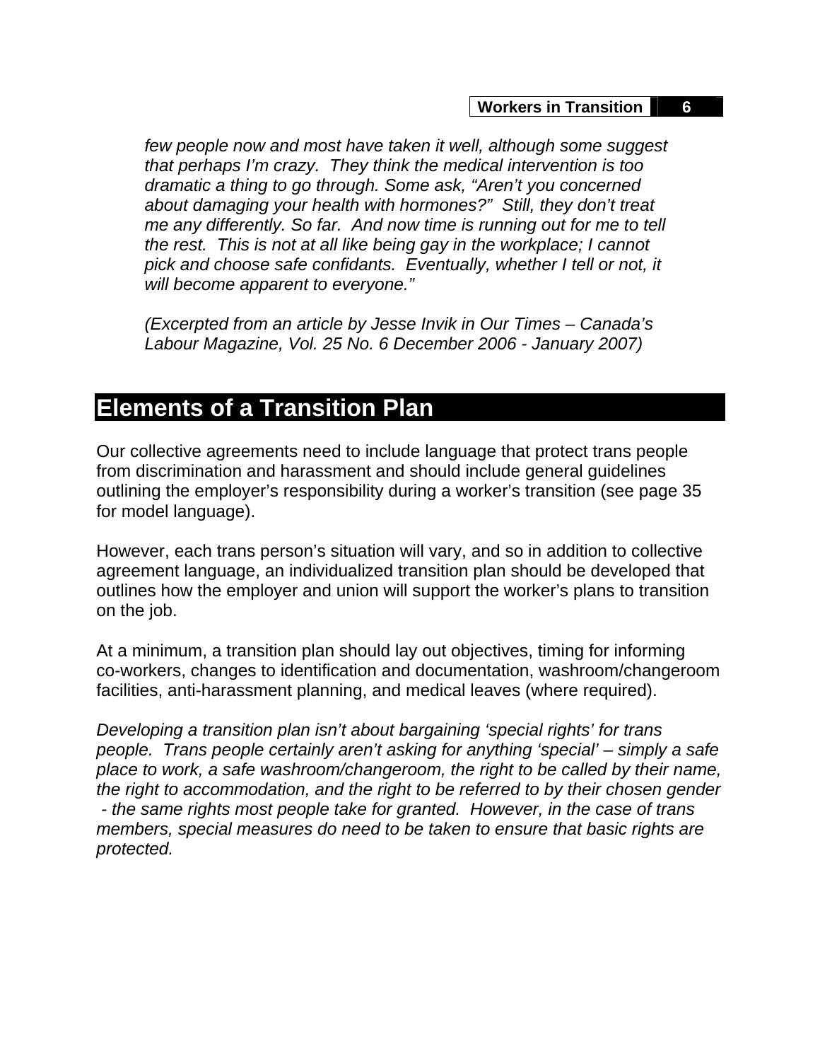*few people now and most have taken it well, although some suggest that perhaps I'm crazy. They think the medical intervention is too dramatic a thing to go through. Some ask, "Aren't you concerned about damaging your health with hormones?" Still, they don't treat me any differently. So far. And now time is running out for me to tell the rest. This is not at all like being gay in the workplace; I cannot pick and choose safe confidants. Eventually, whether I tell or not, it will become apparent to everyone."*

*(Excerpted from an article by Jesse Invik in Our Times – Canada's Labour Magazine, Vol. 25 No. 6 December 2006 - January 2007)*

## Elements of a Transition Plan

Our collective agreements need to include language that protect trans people from discrimination and harassment and should include general guidelines outlining the employer's responsibility during a worker's transition (see page 35 for model language).

However, each trans person's situation will vary, and so in addition to collective agreement language, an individualized transition plan should be developed that outlines how the employer and union will support the worker's plans to transition on the job.

At a minimum, a transition plan should lay out objectives, timing for informing co-workers, changes to identification and documentation, washroom/changeroom facilities, anti-harassment planning, and medical leaves (where required).

*Developing a transition plan isn't about bargaining 'special rights' for trans people. Trans people certainly aren't asking for anything 'special' – simply a safe place to work, a safe washroom/changeroom, the right to be called by their name, the right to accommodation, and the right to be referred to by their chosen gender - the same rights most people take for granted. However, in the case of trans members, special measures do need to be taken to ensure that basic rights are protected.*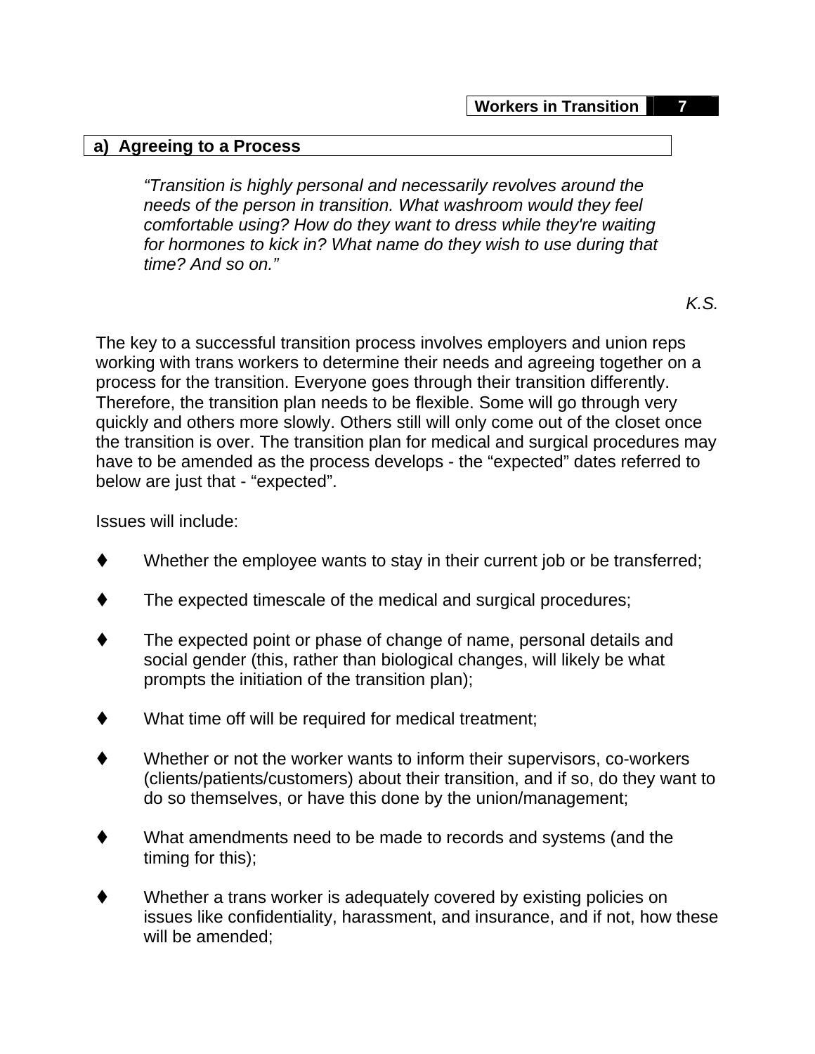## a) Agreeing to a Process

> *"Transition is highly personal and necessarily revolves around the needs of the person in transition. What washroom would they feel comfortable using? How do they want to dress while they're waiting for hormones to kick in? What name do they wish to use during that time? And so on."*
>
> *K.S.*

The key to a successful transition process involves employers and union reps working with trans workers to determine their needs and agreeing together on a process for the transition. Everyone goes through their transition differently. Therefore, the transition plan needs to be flexible. Some will go through very quickly and others more slowly. Others still will only come out of the closet once the transition is over. The transition plan for medical and surgical procedures may have to be amended as the process develops - the "expected" dates referred to below are just that - "expected".

Issues will include:

- Whether the employee wants to stay in their current job or be transferred;
- The expected timescale of the medical and surgical procedures;
- The expected point or phase of change of name, personal details and social gender (this, rather than biological changes, will likely be what prompts the initiation of the transition plan);
- What time off will be required for medical treatment;
- Whether or not the worker wants to inform their supervisors, co-workers (clients/patients/customers) about their transition, and if so, do they want to do so themselves, or have this done by the union/management;
- What amendments need to be made to records and systems (and the timing for this);
- Whether a trans worker is adequately covered by existing policies on issues like confidentiality, harassment, and insurance, and if not, how these will be amended;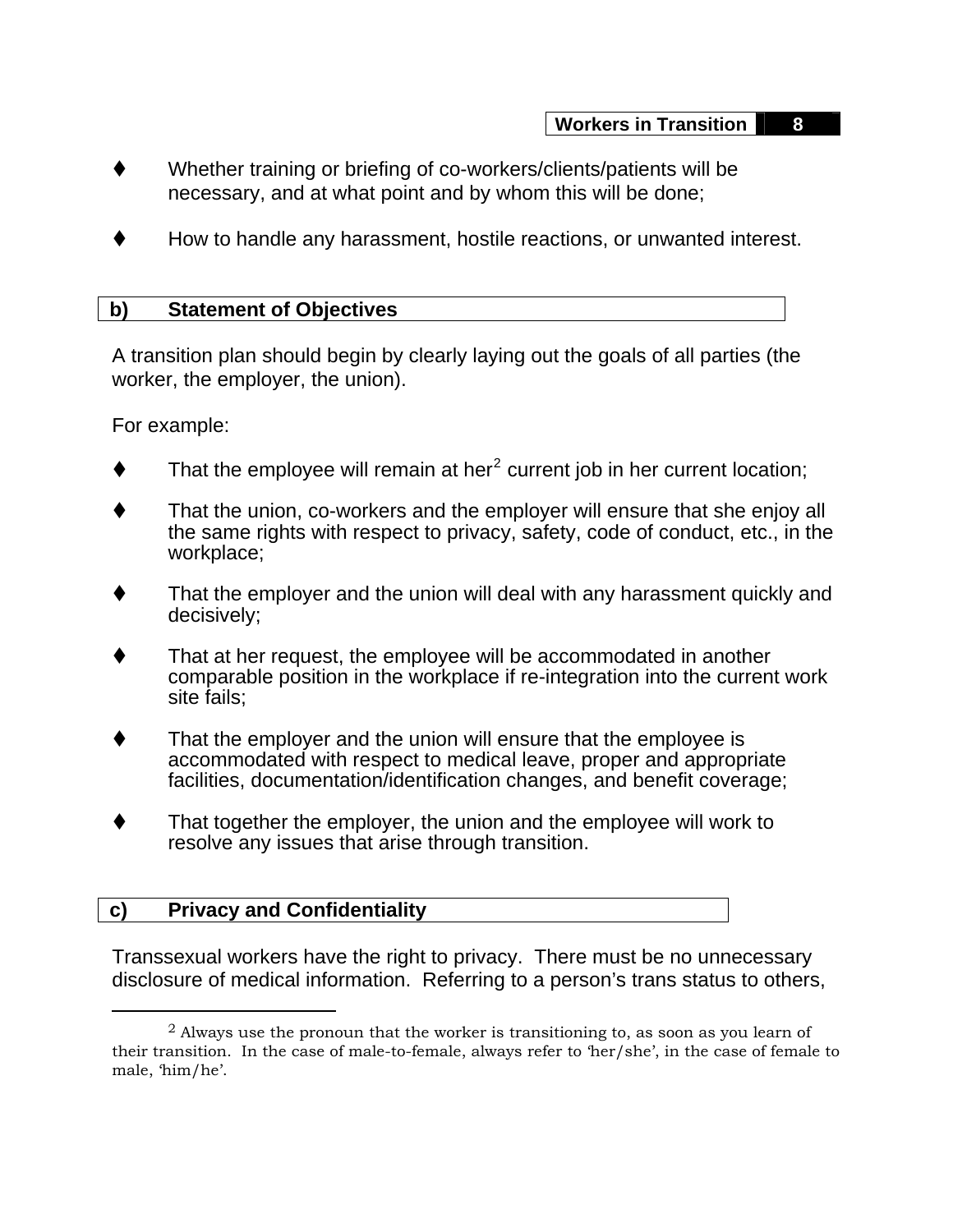- Whether training or briefing of co-workers/clients/patients will be necessary, and at what point and by whom this will be done;

- How to handle any harassment, hostile reactions, or unwanted interest.

### b) Statement of Objectives

A transition plan should begin by clearly laying out the goals of all parties (the worker, the employer, the union).

For example:

- That the employee will remain at her[2] current job in her current location;

- That the union, co-workers and the employer will ensure that she enjoy all the same rights with respect to privacy, safety, code of conduct, etc., in the workplace;

- That the employer and the union will deal with any harassment quickly and decisively;

- That at her request, the employee will be accommodated in another comparable position in the workplace if re-integration into the current work site fails;

- That the employer and the union will ensure that the employee is accommodated with respect to medical leave, proper and appropriate facilities, documentation/identification changes, and benefit coverage;

- That together the employer, the union and the employee will work to resolve any issues that arise through transition.

### c) Privacy and Confidentiality

Transsexual workers have the right to privacy. There must be no unnecessary disclosure of medical information. Referring to a person's trans status to others,

---

[2] Always use the pronoun that the worker is transitioning to, as soon as you learn of their transition. In the case of male-to-female, always refer to 'her/she', in the case of female to male, 'him/he'.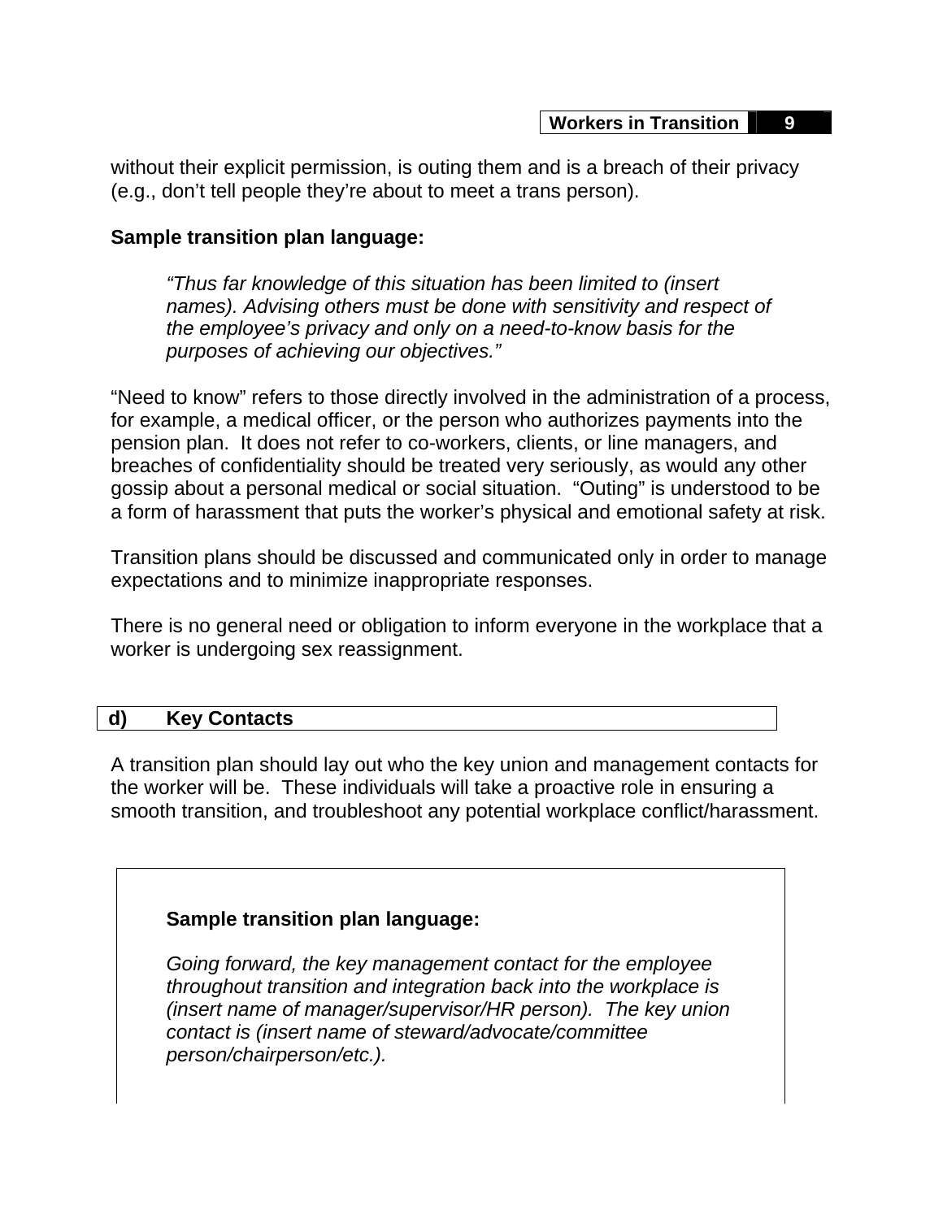without their explicit permission, is outing them and is a breach of their privacy (e.g., don't tell people they're about to meet a trans person).

**Sample transition plan language:**

> *"Thus far knowledge of this situation has been limited to (insert names). Advising others must be done with sensitivity and respect of the employee's privacy and only on a need-to-know basis for the purposes of achieving our objectives."*

"Need to know" refers to those directly involved in the administration of a process, for example, a medical officer, or the person who authorizes payments into the pension plan. It does not refer to co-workers, clients, or line managers, and breaches of confidentiality should be treated very seriously, as would any other gossip about a personal medical or social situation. "Outing" is understood to be a form of harassment that puts the worker's physical and emotional safety at risk.

Transition plans should be discussed and communicated only in order to manage expectations and to minimize inappropriate responses.

There is no general need or obligation to inform everyone in the workplace that a worker is undergoing sex reassignment.

## d) Key Contacts

A transition plan should lay out who the key union and management contacts for the worker will be. These individuals will take a proactive role in ensuring a smooth transition, and troubleshoot any potential workplace conflict/harassment.

**Sample transition plan language:**

> *Going forward, the key management contact for the employee throughout transition and integration back into the workplace is (insert name of manager/supervisor/HR person). The key union contact is (insert name of steward/advocate/committee person/chairperson/etc.).*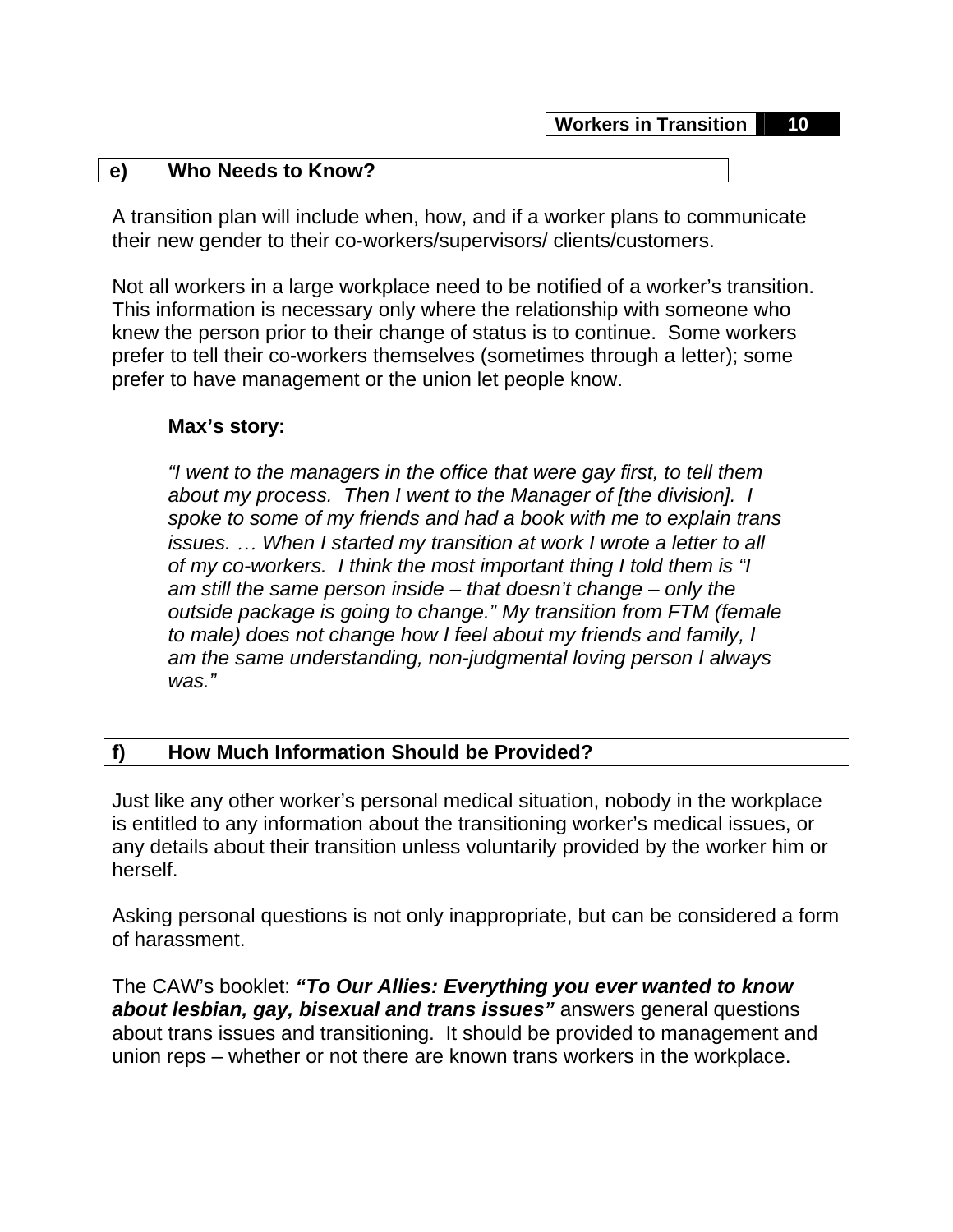## e) Who Needs to Know?

A transition plan will include when, how, and if a worker plans to communicate their new gender to their co-workers/supervisors/ clients/customers.

Not all workers in a large workplace need to be notified of a worker's transition. This information is necessary only where the relationship with someone who knew the person prior to their change of status is to continue. Some workers prefer to tell their co-workers themselves (sometimes through a letter); some prefer to have management or the union let people know.

**Max's story:**

*"I went to the managers in the office that were gay first, to tell them about my process. Then I went to the Manager of [the division]. I spoke to some of my friends and had a book with me to explain trans issues. … When I started my transition at work I wrote a letter to all of my co-workers. I think the most important thing I told them is "I am still the same person inside – that doesn't change – only the outside package is going to change." My transition from FTM (female to male) does not change how I feel about my friends and family, I am the same understanding, non-judgmental loving person I always was."*

## f) How Much Information Should be Provided?

Just like any other worker's personal medical situation, nobody in the workplace is entitled to any information about the transitioning worker's medical issues, or any details about their transition unless voluntarily provided by the worker him or herself.

Asking personal questions is not only inappropriate, but can be considered a form of harassment.

The CAW's booklet: ***"To Our Allies: Everything you ever wanted to know about lesbian, gay, bisexual and trans issues"*** answers general questions about trans issues and transitioning. It should be provided to management and union reps – whether or not there are known trans workers in the workplace.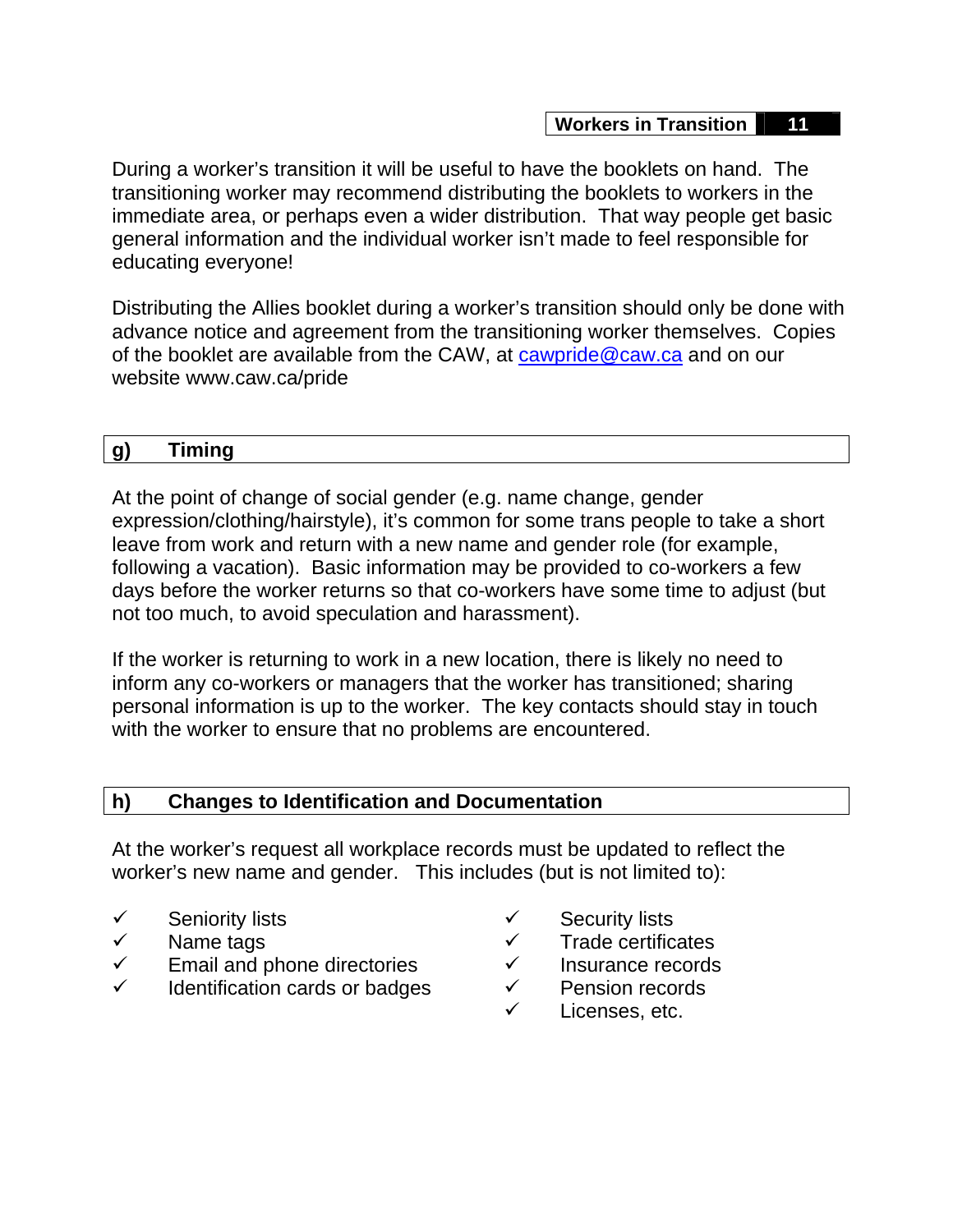During a worker's transition it will be useful to have the booklets on hand. The transitioning worker may recommend distributing the booklets to workers in the immediate area, or perhaps even a wider distribution. That way people get basic general information and the individual worker isn't made to feel responsible for educating everyone!

Distributing the Allies booklet during a worker's transition should only be done with advance notice and agreement from the transitioning worker themselves. Copies of the booklet are available from the CAW, at cawpride@caw.ca and on our website www.caw.ca/pride

## g) Timing

At the point of change of social gender (e.g. name change, gender expression/clothing/hairstyle), it's common for some trans people to take a short leave from work and return with a new name and gender role (for example, following a vacation). Basic information may be provided to co-workers a few days before the worker returns so that co-workers have some time to adjust (but not too much, to avoid speculation and harassment).

If the worker is returning to work in a new location, there is likely no need to inform any co-workers or managers that the worker has transitioned; sharing personal information is up to the worker. The key contacts should stay in touch with the worker to ensure that no problems are encountered.

## h) Changes to Identification and Documentation

At the worker's request all workplace records must be updated to reflect the worker's new name and gender. This includes (but is not limited to):

- ✓ Seniority lists
- ✓ Name tags
- ✓ Email and phone directories
- ✓ Identification cards or badges
- ✓ Security lists
- ✓ Trade certificates
- ✓ Insurance records
- ✓ Pension records
- ✓ Licenses, etc.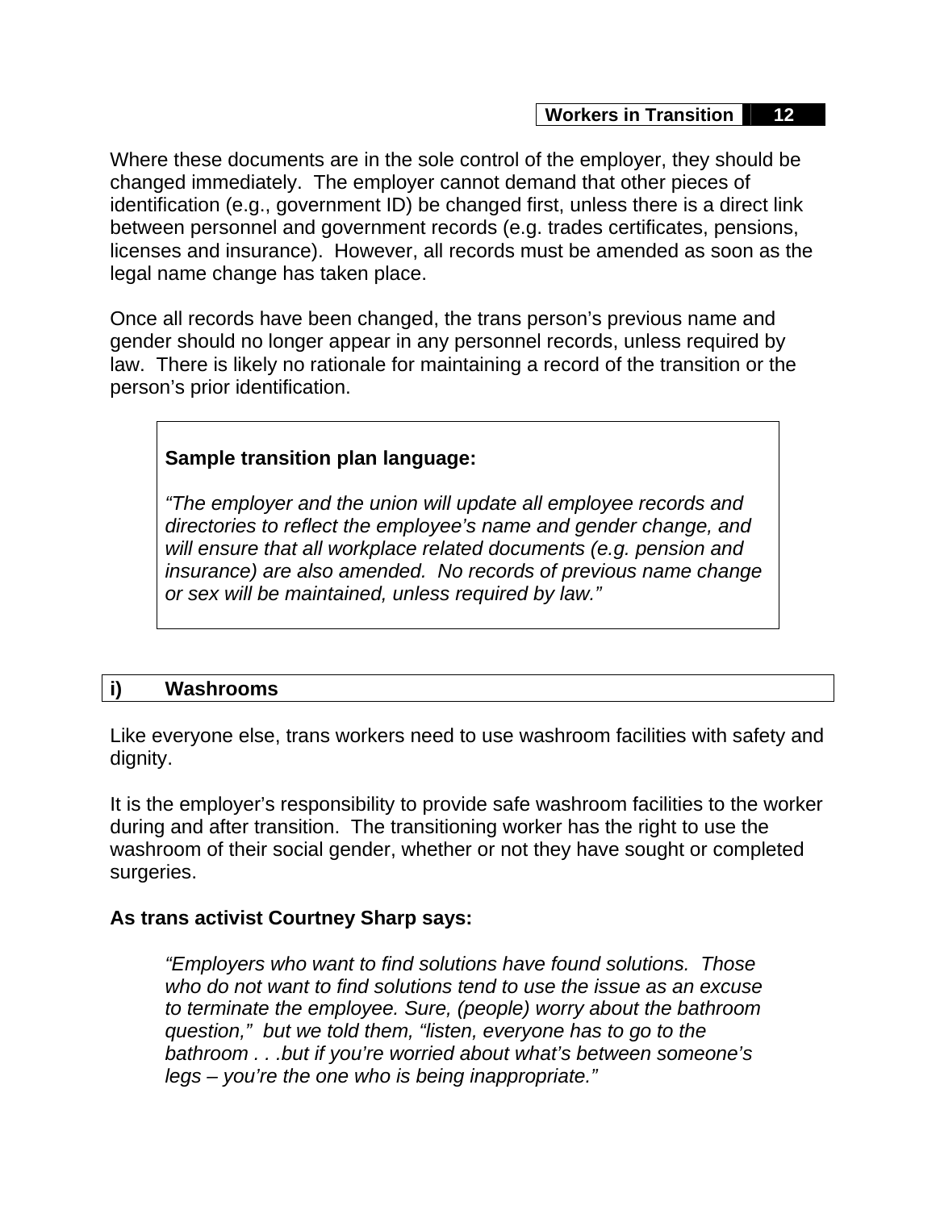Where these documents are in the sole control of the employer, they should be changed immediately. The employer cannot demand that other pieces of identification (e.g., government ID) be changed first, unless there is a direct link between personnel and government records (e.g. trades certificates, pensions, licenses and insurance). However, all records must be amended as soon as the legal name change has taken place.

Once all records have been changed, the trans person's previous name and gender should no longer appear in any personnel records, unless required by law. There is likely no rationale for maintaining a record of the transition or the person's prior identification.

> **Sample transition plan language:**
>
> *"The employer and the union will update all employee records and directories to reflect the employee's name and gender change, and will ensure that all workplace related documents (e.g. pension and insurance) are also amended. No records of previous name change or sex will be maintained, unless required by law."*

## i) Washrooms

Like everyone else, trans workers need to use washroom facilities with safety and dignity.

It is the employer's responsibility to provide safe washroom facilities to the worker during and after transition. The transitioning worker has the right to use the washroom of their social gender, whether or not they have sought or completed surgeries.

**As trans activist Courtney Sharp says:**

> *"Employers who want to find solutions have found solutions. Those who do not want to find solutions tend to use the issue as an excuse to terminate the employee. Sure, (people) worry about the bathroom question," but we told them, "listen, everyone has to go to the bathroom . . .but if you're worried about what's between someone's legs – you're the one who is being inappropriate."*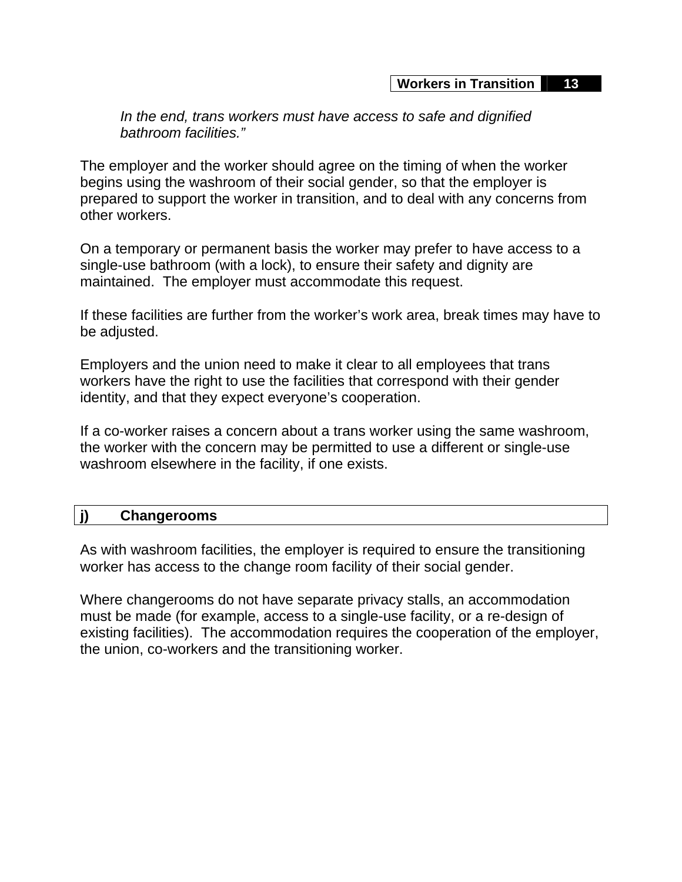*In the end, trans workers must have access to safe and dignified bathroom facilities."*

The employer and the worker should agree on the timing of when the worker begins using the washroom of their social gender, so that the employer is prepared to support the worker in transition, and to deal with any concerns from other workers.

On a temporary or permanent basis the worker may prefer to have access to a single-use bathroom (with a lock), to ensure their safety and dignity are maintained. The employer must accommodate this request.

If these facilities are further from the worker's work area, break times may have to be adjusted.

Employers and the union need to make it clear to all employees that trans workers have the right to use the facilities that correspond with their gender identity, and that they expect everyone's cooperation.

If a co-worker raises a concern about a trans worker using the same washroom, the worker with the concern may be permitted to use a different or single-use washroom elsewhere in the facility, if one exists.

## j) Changerooms

As with washroom facilities, the employer is required to ensure the transitioning worker has access to the change room facility of their social gender.

Where changerooms do not have separate privacy stalls, an accommodation must be made (for example, access to a single-use facility, or a re-design of existing facilities). The accommodation requires the cooperation of the employer, the union, co-workers and the transitioning worker.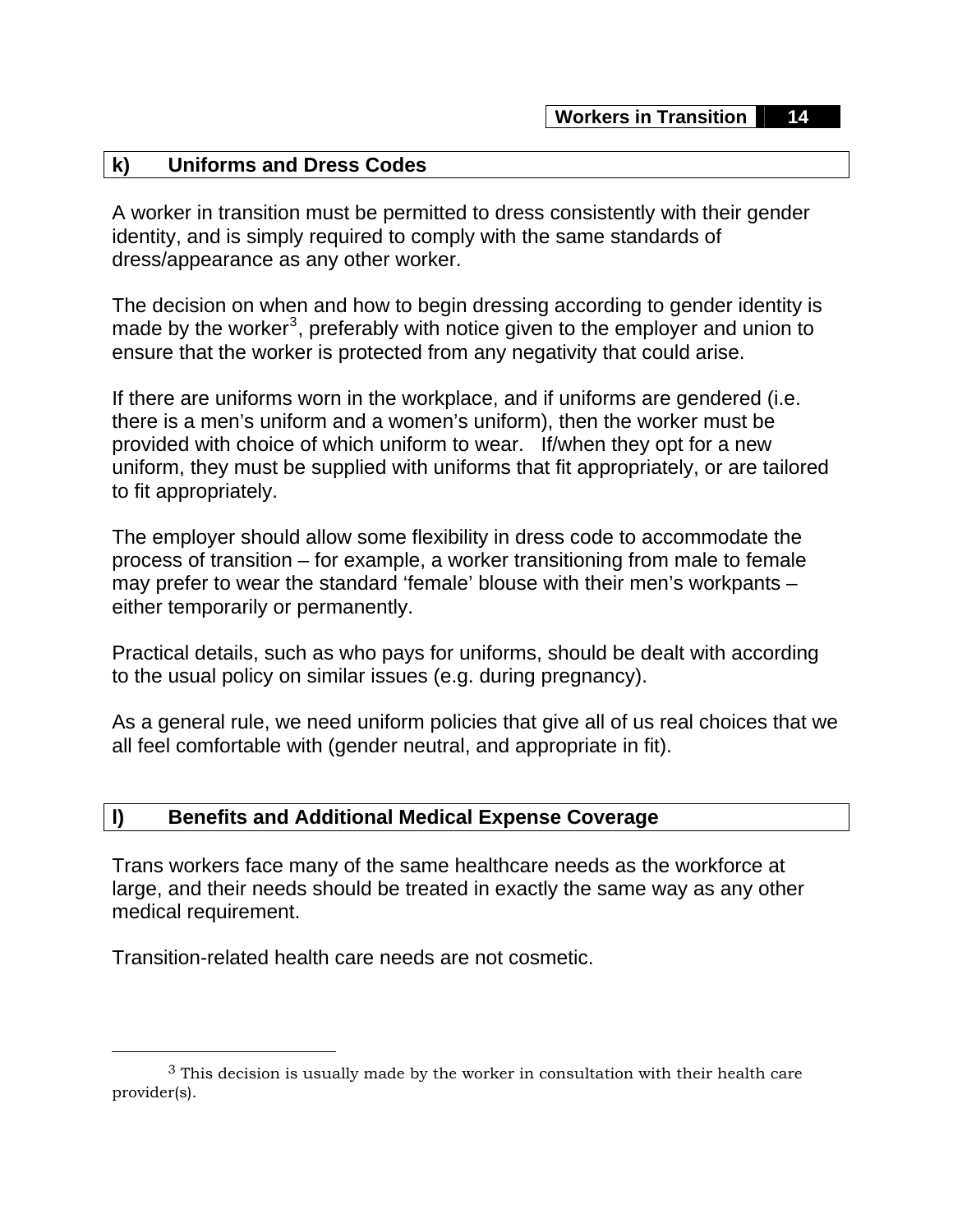## k) Uniforms and Dress Codes

A worker in transition must be permitted to dress consistently with their gender identity, and is simply required to comply with the same standards of dress/appearance as any other worker.

The decision on when and how to begin dressing according to gender identity is made by the worker[3], preferably with notice given to the employer and union to ensure that the worker is protected from any negativity that could arise.

If there are uniforms worn in the workplace, and if uniforms are gendered (i.e. there is a men's uniform and a women's uniform), then the worker must be provided with choice of which uniform to wear. If/when they opt for a new uniform, they must be supplied with uniforms that fit appropriately, or are tailored to fit appropriately.

The employer should allow some flexibility in dress code to accommodate the process of transition – for example, a worker transitioning from male to female may prefer to wear the standard 'female' blouse with their men's workpants – either temporarily or permanently.

Practical details, such as who pays for uniforms, should be dealt with according to the usual policy on similar issues (e.g. during pregnancy).

As a general rule, we need uniform policies that give all of us real choices that we all feel comfortable with (gender neutral, and appropriate in fit).

## l) Benefits and Additional Medical Expense Coverage

Trans workers face many of the same healthcare needs as the workforce at large, and their needs should be treated in exactly the same way as any other medical requirement.

Transition-related health care needs are not cosmetic.

---

[3] This decision is usually made by the worker in consultation with their health care provider(s).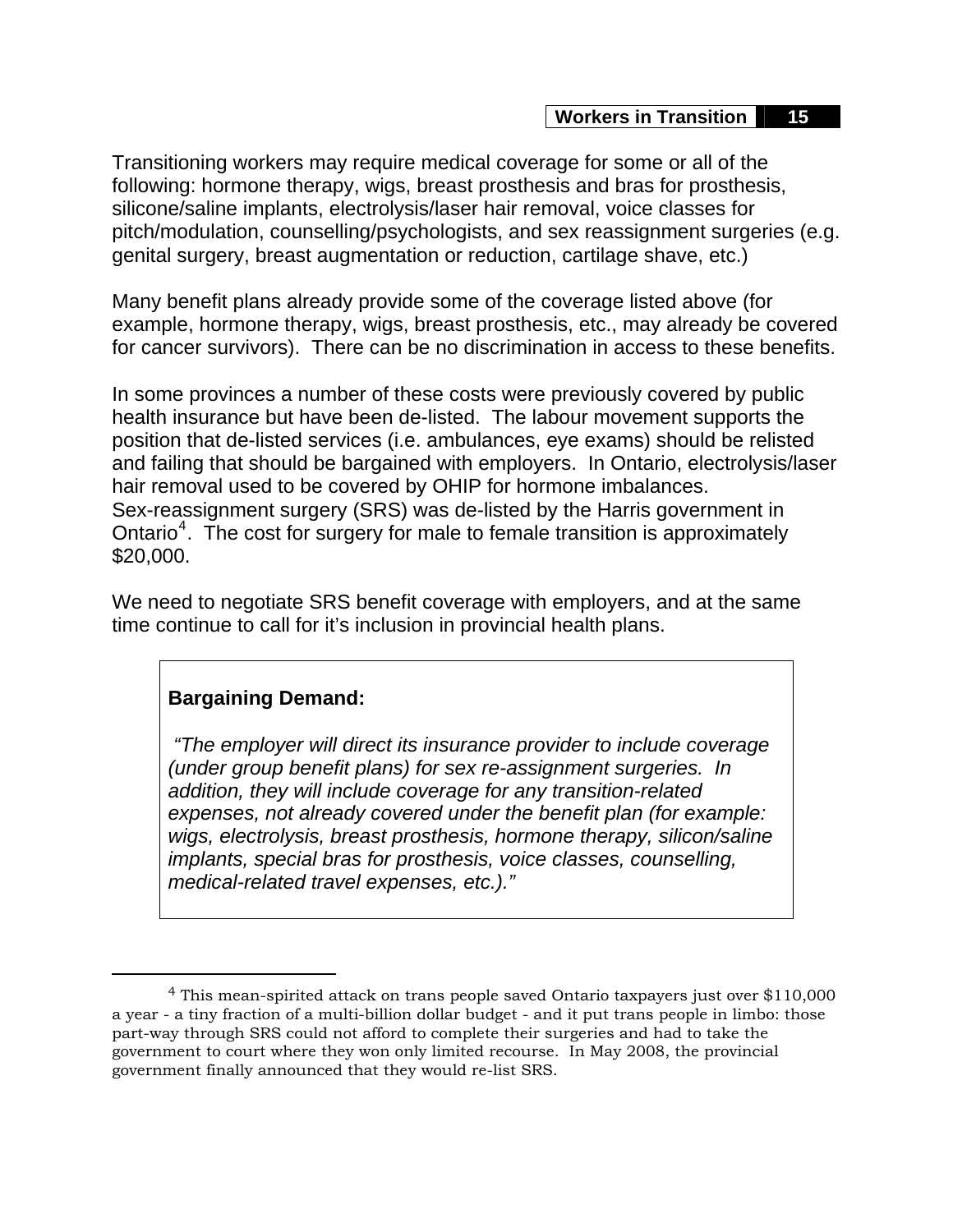Transitioning workers may require medical coverage for some or all of the following: hormone therapy, wigs, breast prosthesis and bras for prosthesis, silicone/saline implants, electrolysis/laser hair removal, voice classes for pitch/modulation, counselling/psychologists, and sex reassignment surgeries (e.g. genital surgery, breast augmentation or reduction, cartilage shave, etc.)

Many benefit plans already provide some of the coverage listed above (for example, hormone therapy, wigs, breast prosthesis, etc., may already be covered for cancer survivors). There can be no discrimination in access to these benefits.

In some provinces a number of these costs were previously covered by public health insurance but have been de-listed. The labour movement supports the position that de-listed services (i.e. ambulances, eye exams) should be relisted and failing that should be bargained with employers. In Ontario, electrolysis/laser hair removal used to be covered by OHIP for hormone imbalances. Sex-reassignment surgery (SRS) was de-listed by the Harris government in Ontario[4]. The cost for surgery for male to female transition is approximately $20,000.

We need to negotiate SRS benefit coverage with employers, and at the same time continue to call for it's inclusion in provincial health plans.

> **Bargaining Demand:**
>
> *"The employer will direct its insurance provider to include coverage (under group benefit plans) for sex re-assignment surgeries. In addition, they will include coverage for any transition-related expenses, not already covered under the benefit plan (for example: wigs, electrolysis, breast prosthesis, hormone therapy, silicon/saline implants, special bras for prosthesis, voice classes, counselling, medical-related travel expenses, etc.)."*

---

[4] This mean-spirited attack on trans people saved Ontario taxpayers just over $110,000 a year - a tiny fraction of a multi-billion dollar budget - and it put trans people in limbo: those part-way through SRS could not afford to complete their surgeries and had to take the government to court where they won only limited recourse. In May 2008, the provincial government finally announced that they would re-list SRS.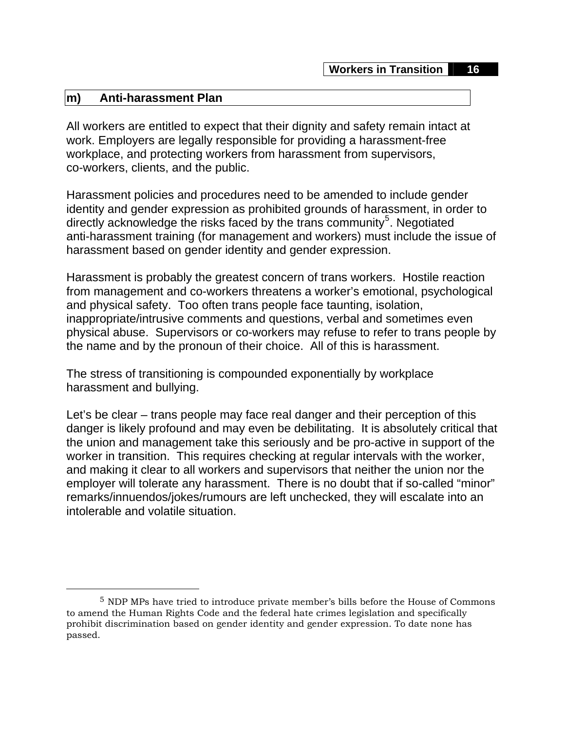## m) Anti-harassment Plan

All workers are entitled to expect that their dignity and safety remain intact at work. Employers are legally responsible for providing a harassment-free workplace, and protecting workers from harassment from supervisors, co-workers, clients, and the public.

Harassment policies and procedures need to be amended to include gender identity and gender expression as prohibited grounds of harassment, in order to directly acknowledge the risks faced by the trans community[5]. Negotiated anti-harassment training (for management and workers) must include the issue of harassment based on gender identity and gender expression.

Harassment is probably the greatest concern of trans workers. Hostile reaction from management and co-workers threatens a worker's emotional, psychological and physical safety. Too often trans people face taunting, isolation, inappropriate/intrusive comments and questions, verbal and sometimes even physical abuse. Supervisors or co-workers may refuse to refer to trans people by the name and by the pronoun of their choice. All of this is harassment.

The stress of transitioning is compounded exponentially by workplace harassment and bullying.

Let's be clear – trans people may face real danger and their perception of this danger is likely profound and may even be debilitating. It is absolutely critical that the union and management take this seriously and be pro-active in support of the worker in transition. This requires checking at regular intervals with the worker, and making it clear to all workers and supervisors that neither the union nor the employer will tolerate any harassment. There is no doubt that if so-called "minor" remarks/innuendos/jokes/rumours are left unchecked, they will escalate into an intolerable and volatile situation.

---

[5] NDP MPs have tried to introduce private member's bills before the House of Commons to amend the Human Rights Code and the federal hate crimes legislation and specifically prohibit discrimination based on gender identity and gender expression. To date none has passed.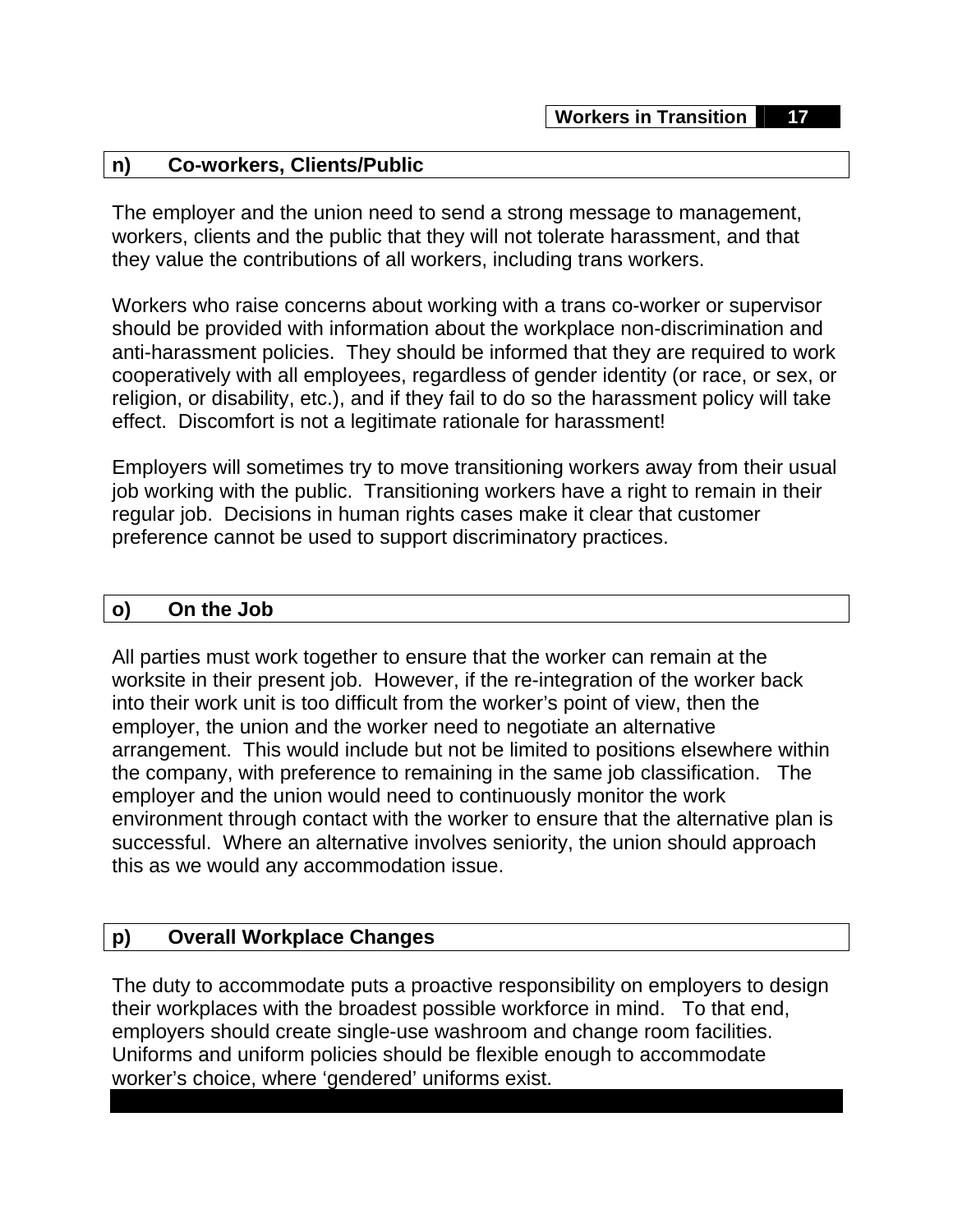## n) Co-workers, Clients/Public

The employer and the union need to send a strong message to management, workers, clients and the public that they will not tolerate harassment, and that they value the contributions of all workers, including trans workers.

Workers who raise concerns about working with a trans co-worker or supervisor should be provided with information about the workplace non-discrimination and anti-harassment policies. They should be informed that they are required to work cooperatively with all employees, regardless of gender identity (or race, or sex, or religion, or disability, etc.), and if they fail to do so the harassment policy will take effect. Discomfort is not a legitimate rationale for harassment!

Employers will sometimes try to move transitioning workers away from their usual job working with the public. Transitioning workers have a right to remain in their regular job. Decisions in human rights cases make it clear that customer preference cannot be used to support discriminatory practices.

## o) On the Job

All parties must work together to ensure that the worker can remain at the worksite in their present job. However, if the re-integration of the worker back into their work unit is too difficult from the worker's point of view, then the employer, the union and the worker need to negotiate an alternative arrangement. This would include but not be limited to positions elsewhere within the company, with preference to remaining in the same job classification. The employer and the union would need to continuously monitor the work environment through contact with the worker to ensure that the alternative plan is successful. Where an alternative involves seniority, the union should approach this as we would any accommodation issue.

## p) Overall Workplace Changes

The duty to accommodate puts a proactive responsibility on employers to design their workplaces with the broadest possible workforce in mind. To that end, employers should create single-use washroom and change room facilities. Uniforms and uniform policies should be flexible enough to accommodate worker's choice, where 'gendered' uniforms exist.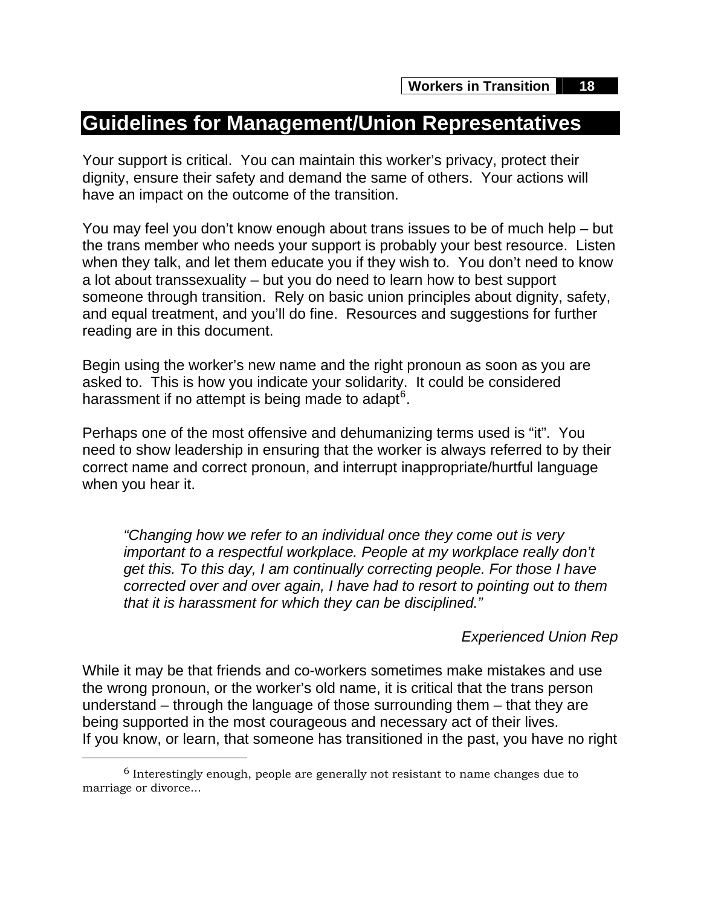## Guidelines for Management/Union Representatives

Your support is critical. You can maintain this worker's privacy, protect their dignity, ensure their safety and demand the same of others. Your actions will have an impact on the outcome of the transition.

You may feel you don't know enough about trans issues to be of much help – but the trans member who needs your support is probably your best resource. Listen when they talk, and let them educate you if they wish to. You don't need to know a lot about transsexuality – but you do need to learn how to best support someone through transition. Rely on basic union principles about dignity, safety, and equal treatment, and you'll do fine. Resources and suggestions for further reading are in this document.

Begin using the worker's new name and the right pronoun as soon as you are asked to. This is how you indicate your solidarity. It could be considered harassment if no attempt is being made to adapt[6].

Perhaps one of the most offensive and dehumanizing terms used is "it". You need to show leadership in ensuring that the worker is always referred to by their correct name and correct pronoun, and interrupt inappropriate/hurtful language when you hear it.

> *"Changing how we refer to an individual once they come out is very important to a respectful workplace. People at my workplace really don't get this. To this day, I am continually correcting people. For those I have corrected over and over again, I have had to resort to pointing out to them that it is harassment for which they can be disciplined."*
>
> *Experienced Union Rep*

While it may be that friends and co-workers sometimes make mistakes and use the wrong pronoun, or the worker's old name, it is critical that the trans person understand – through the language of those surrounding them – that they are being supported in the most courageous and necessary act of their lives.
If you know, or learn, that someone has transitioned in the past, you have no right

---

[6] Interestingly enough, people are generally not resistant to name changes due to marriage or divorce…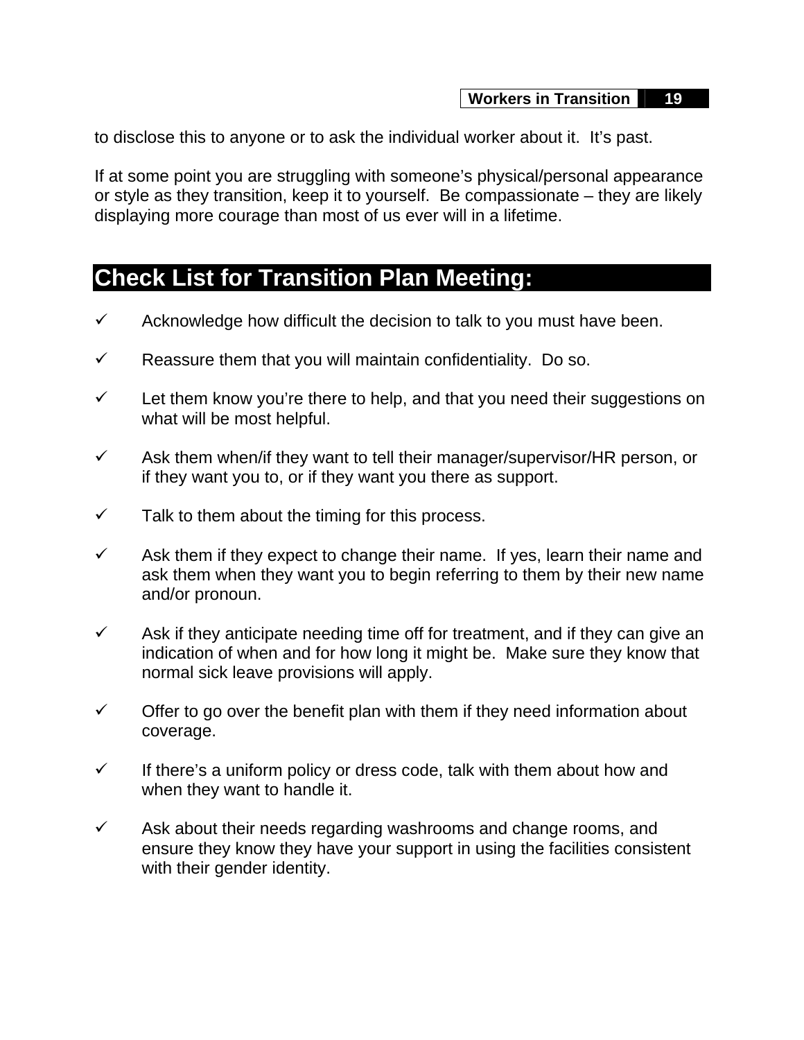to disclose this to anyone or to ask the individual worker about it.  It's past.

If at some point you are struggling with someone's physical/personal appearance or style as they transition, keep it to yourself.  Be compassionate – they are likely displaying more courage than most of us ever will in a lifetime.

## Check List for Transition Plan Meeting:

- ✓ Acknowledge how difficult the decision to talk to you must have been.
- ✓ Reassure them that you will maintain confidentiality.  Do so.
- ✓ Let them know you're there to help, and that you need their suggestions on what will be most helpful.
- ✓ Ask them when/if they want to tell their manager/supervisor/HR person, or if they want you to, or if they want you there as support.
- ✓ Talk to them about the timing for this process.
- ✓ Ask them if they expect to change their name.  If yes, learn their name and ask them when they want you to begin referring to them by their new name and/or pronoun.
- ✓ Ask if they anticipate needing time off for treatment, and if they can give an indication of when and for how long it might be.  Make sure they know that normal sick leave provisions will apply.
- ✓ Offer to go over the benefit plan with them if they need information about coverage.
- ✓ If there's a uniform policy or dress code, talk with them about how and when they want to handle it.
- ✓ Ask about their needs regarding washrooms and change rooms, and ensure they know they have your support in using the facilities consistent with their gender identity.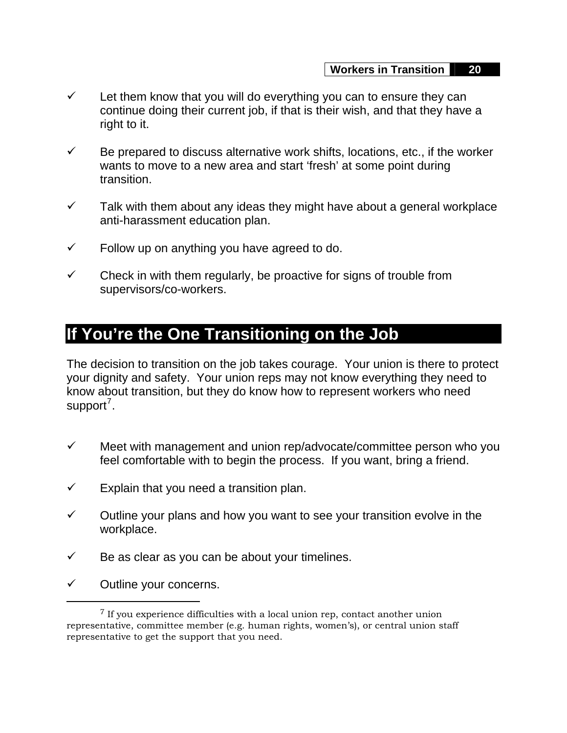- ✓ Let them know that you will do everything you can to ensure they can continue doing their current job, if that is their wish, and that they have a right to it.

- ✓ Be prepared to discuss alternative work shifts, locations, etc., if the worker wants to move to a new area and start 'fresh' at some point during transition.

- ✓ Talk with them about any ideas they might have about a general workplace anti-harassment education plan.

- ✓ Follow up on anything you have agreed to do.

- ✓ Check in with them regularly, be proactive for signs of trouble from supervisors/co-workers.

## If You're the One Transitioning on the Job

The decision to transition on the job takes courage. Your union is there to protect your dignity and safety. Your union reps may not know everything they need to know about transition, but they do know how to represent workers who need support[7].

- ✓ Meet with management and union rep/advocate/committee person who you feel comfortable with to begin the process. If you want, bring a friend.

- ✓ Explain that you need a transition plan.

- ✓ Outline your plans and how you want to see your transition evolve in the workplace.

- ✓ Be as clear as you can be about your timelines.

- ✓ Outline your concerns.

---

[7] If you experience difficulties with a local union rep, contact another union representative, committee member (e.g. human rights, women's), or central union staff representative to get the support that you need.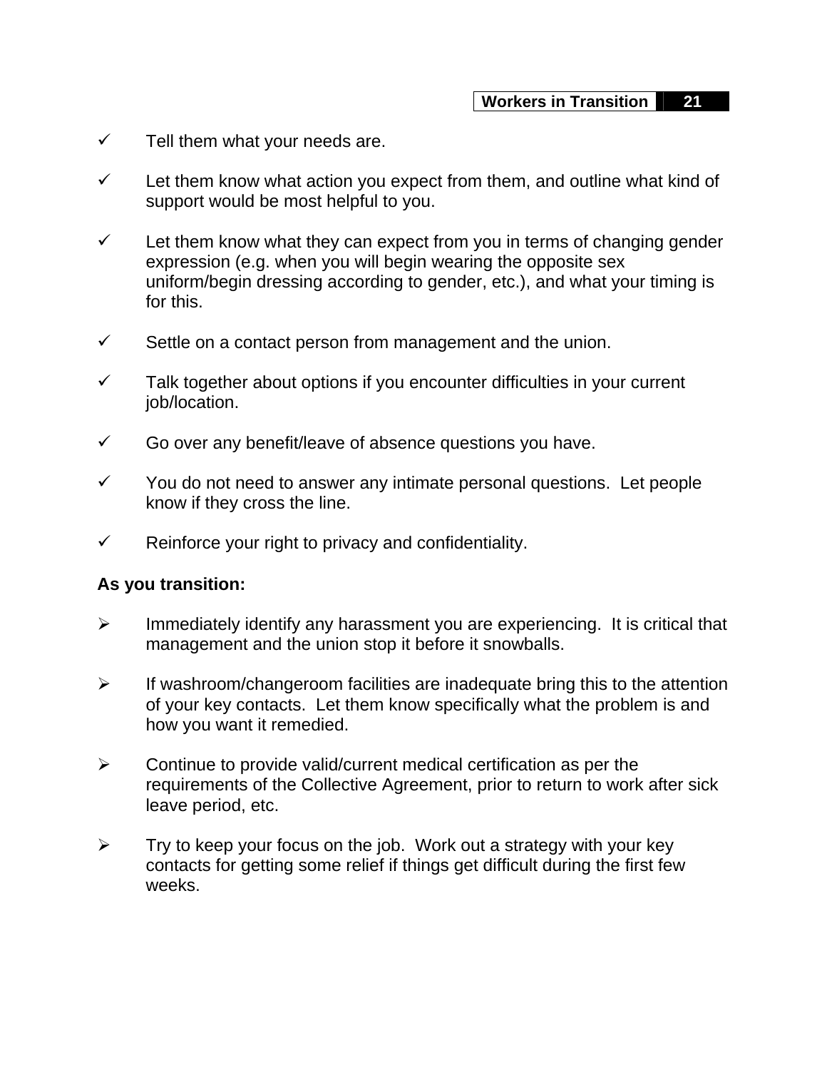- ✓ Tell them what your needs are.
- ✓ Let them know what action you expect from them, and outline what kind of support would be most helpful to you.
- ✓ Let them know what they can expect from you in terms of changing gender expression (e.g. when you will begin wearing the opposite sex uniform/begin dressing according to gender, etc.), and what your timing is for this.
- ✓ Settle on a contact person from management and the union.
- ✓ Talk together about options if you encounter difficulties in your current job/location.
- ✓ Go over any benefit/leave of absence questions you have.
- ✓ You do not need to answer any intimate personal questions. Let people know if they cross the line.
- ✓ Reinforce your right to privacy and confidentiality.

**As you transition:**

- ➢ Immediately identify any harassment you are experiencing. It is critical that management and the union stop it before it snowballs.
- ➢ If washroom/changeroom facilities are inadequate bring this to the attention of your key contacts. Let them know specifically what the problem is and how you want it remedied.
- ➢ Continue to provide valid/current medical certification as per the requirements of the Collective Agreement, prior to return to work after sick leave period, etc.
- ➢ Try to keep your focus on the job. Work out a strategy with your key contacts for getting some relief if things get difficult during the first few weeks.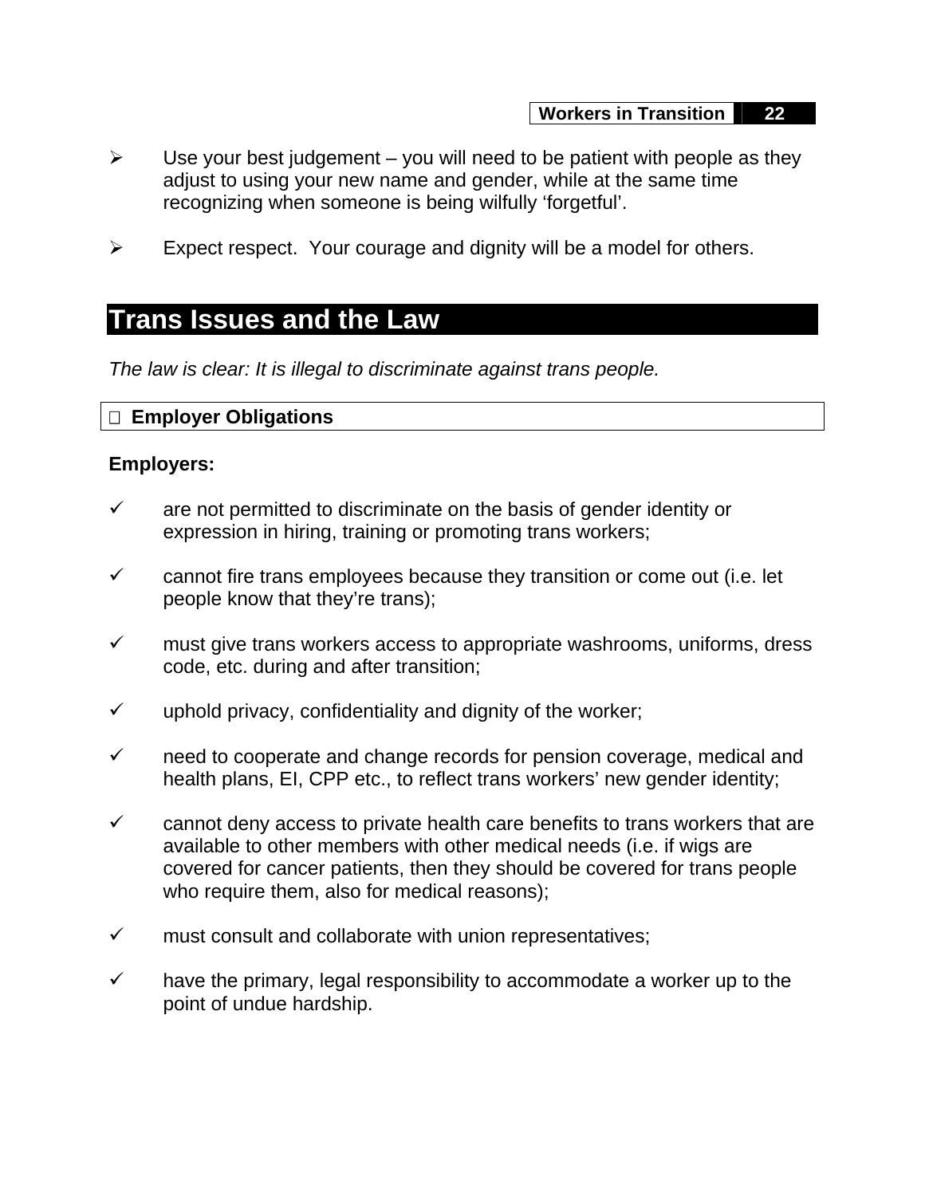- Use your best judgement – you will need to be patient with people as they adjust to using your new name and gender, while at the same time recognizing when someone is being wilfully ‘forgetful’.

- Expect respect.  Your courage and dignity will be a model for others.

# Trans Issues and the Law

*The law is clear: It is illegal to discriminate against trans people.*

## Employer Obligations

**Employers:**

- ✓ are not permitted to discriminate on the basis of gender identity or expression in hiring, training or promoting trans workers;

- ✓ cannot fire trans employees because they transition or come out (i.e. let people know that they’re trans);

- ✓ must give trans workers access to appropriate washrooms, uniforms, dress code, etc. during and after transition;

- ✓ uphold privacy, confidentiality and dignity of the worker;

- ✓ need to cooperate and change records for pension coverage, medical and health plans, EI, CPP etc., to reflect trans workers’ new gender identity;

- ✓ cannot deny access to private health care benefits to trans workers that are available to other members with other medical needs (i.e. if wigs are covered for cancer patients, then they should be covered for trans people who require them, also for medical reasons);

- ✓ must consult and collaborate with union representatives;

- ✓ have the primary, legal responsibility to accommodate a worker up to the point of undue hardship.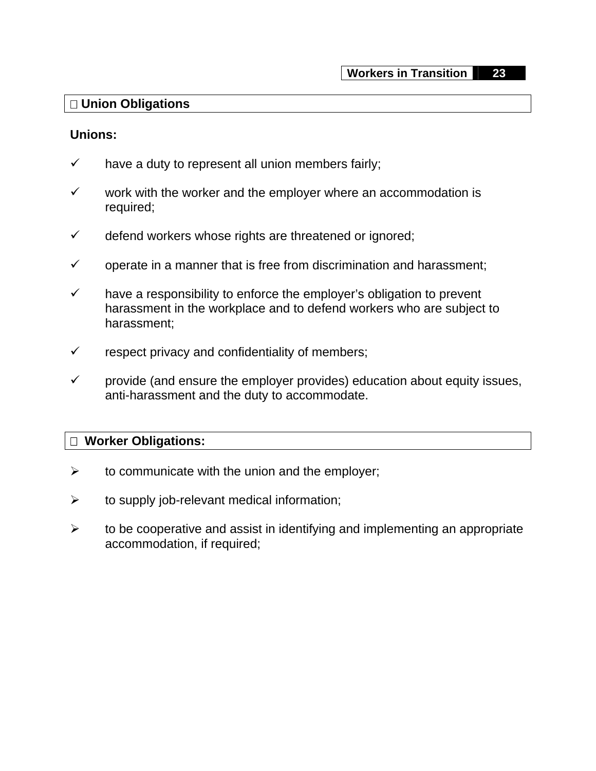## Union Obligations

**Unions:**

- ✓ have a duty to represent all union members fairly;
- ✓ work with the worker and the employer where an accommodation is required;
- ✓ defend workers whose rights are threatened or ignored;
- ✓ operate in a manner that is free from discrimination and harassment;
- ✓ have a responsibility to enforce the employer's obligation to prevent harassment in the workplace and to defend workers who are subject to harassment;
- ✓ respect privacy and confidentiality of members;
- ✓ provide (and ensure the employer provides) education about equity issues, anti-harassment and the duty to accommodate.

## Worker Obligations:

- ➢ to communicate with the union and the employer;
- ➢ to supply job-relevant medical information;
- ➢ to be cooperative and assist in identifying and implementing an appropriate accommodation, if required;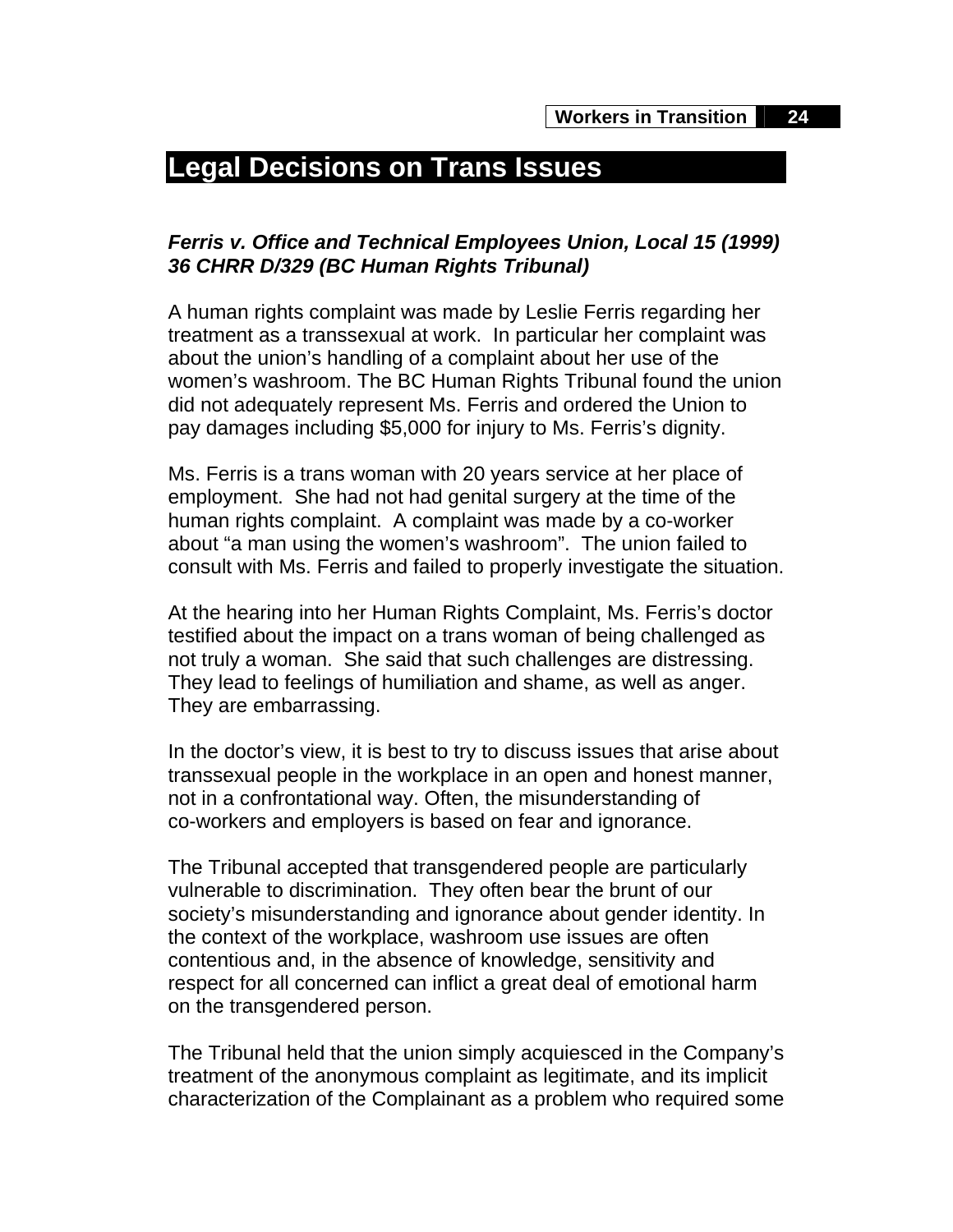# Legal Decisions on Trans Issues

***Ferris v. Office and Technical Employees Union, Local 15 (1999) 36 CHRR D/329 (BC Human Rights Tribunal)***

A human rights complaint was made by Leslie Ferris regarding her treatment as a transsexual at work. In particular her complaint was about the union's handling of a complaint about her use of the women's washroom. The BC Human Rights Tribunal found the union did not adequately represent Ms. Ferris and ordered the Union to pay damages including $5,000 for injury to Ms. Ferris's dignity.

Ms. Ferris is a trans woman with 20 years service at her place of employment. She had not had genital surgery at the time of the human rights complaint. A complaint was made by a co-worker about "a man using the women's washroom". The union failed to consult with Ms. Ferris and failed to properly investigate the situation.

At the hearing into her Human Rights Complaint, Ms. Ferris's doctor testified about the impact on a trans woman of being challenged as not truly a woman. She said that such challenges are distressing. They lead to feelings of humiliation and shame, as well as anger. They are embarrassing.

In the doctor's view, it is best to try to discuss issues that arise about transsexual people in the workplace in an open and honest manner, not in a confrontational way. Often, the misunderstanding of co-workers and employers is based on fear and ignorance.

The Tribunal accepted that transgendered people are particularly vulnerable to discrimination. They often bear the brunt of our society's misunderstanding and ignorance about gender identity. In the context of the workplace, washroom use issues are often contentious and, in the absence of knowledge, sensitivity and respect for all concerned can inflict a great deal of emotional harm on the transgendered person.

The Tribunal held that the union simply acquiesced in the Company's treatment of the anonymous complaint as legitimate, and its implicit characterization of the Complainant as a problem who required some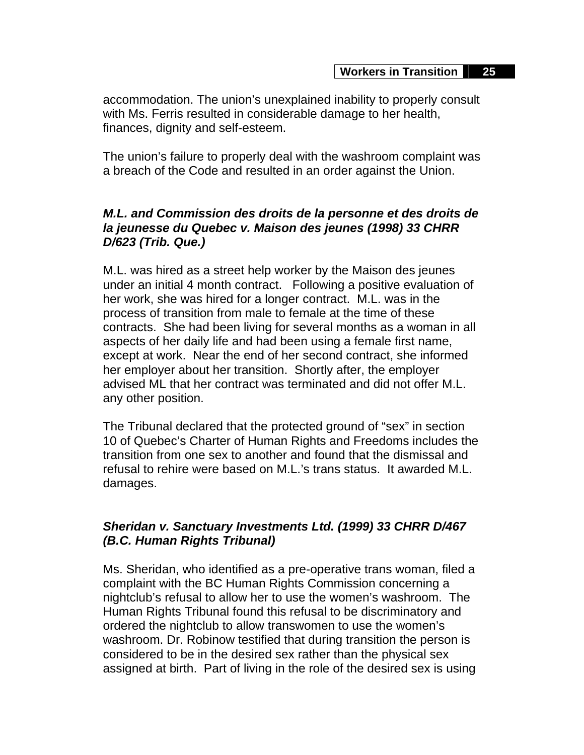accommodation. The union's unexplained inability to properly consult with Ms. Ferris resulted in considerable damage to her health, finances, dignity and self-esteem.

The union's failure to properly deal with the washroom complaint was a breach of the Code and resulted in an order against the Union.

### *M.L. and Commission des droits de la personne et des droits de la jeunesse du Quebec v. Maison des jeunes (1998) 33 CHRR D/623 (Trib. Que.)*

M.L. was hired as a street help worker by the Maison des jeunes under an initial 4 month contract. Following a positive evaluation of her work, she was hired for a longer contract. M.L. was in the process of transition from male to female at the time of these contracts. She had been living for several months as a woman in all aspects of her daily life and had been using a female first name, except at work. Near the end of her second contract, she informed her employer about her transition. Shortly after, the employer advised ML that her contract was terminated and did not offer M.L. any other position.

The Tribunal declared that the protected ground of "sex" in section 10 of Quebec's Charter of Human Rights and Freedoms includes the transition from one sex to another and found that the dismissal and refusal to rehire were based on M.L.'s trans status. It awarded M.L. damages.

### *Sheridan v. Sanctuary Investments Ltd. (1999) 33 CHRR D/467 (B.C. Human Rights Tribunal)*

Ms. Sheridan, who identified as a pre-operative trans woman, filed a complaint with the BC Human Rights Commission concerning a nightclub's refusal to allow her to use the women's washroom. The Human Rights Tribunal found this refusal to be discriminatory and ordered the nightclub to allow transwomen to use the women's washroom. Dr. Robinow testified that during transition the person is considered to be in the desired sex rather than the physical sex assigned at birth. Part of living in the role of the desired sex is using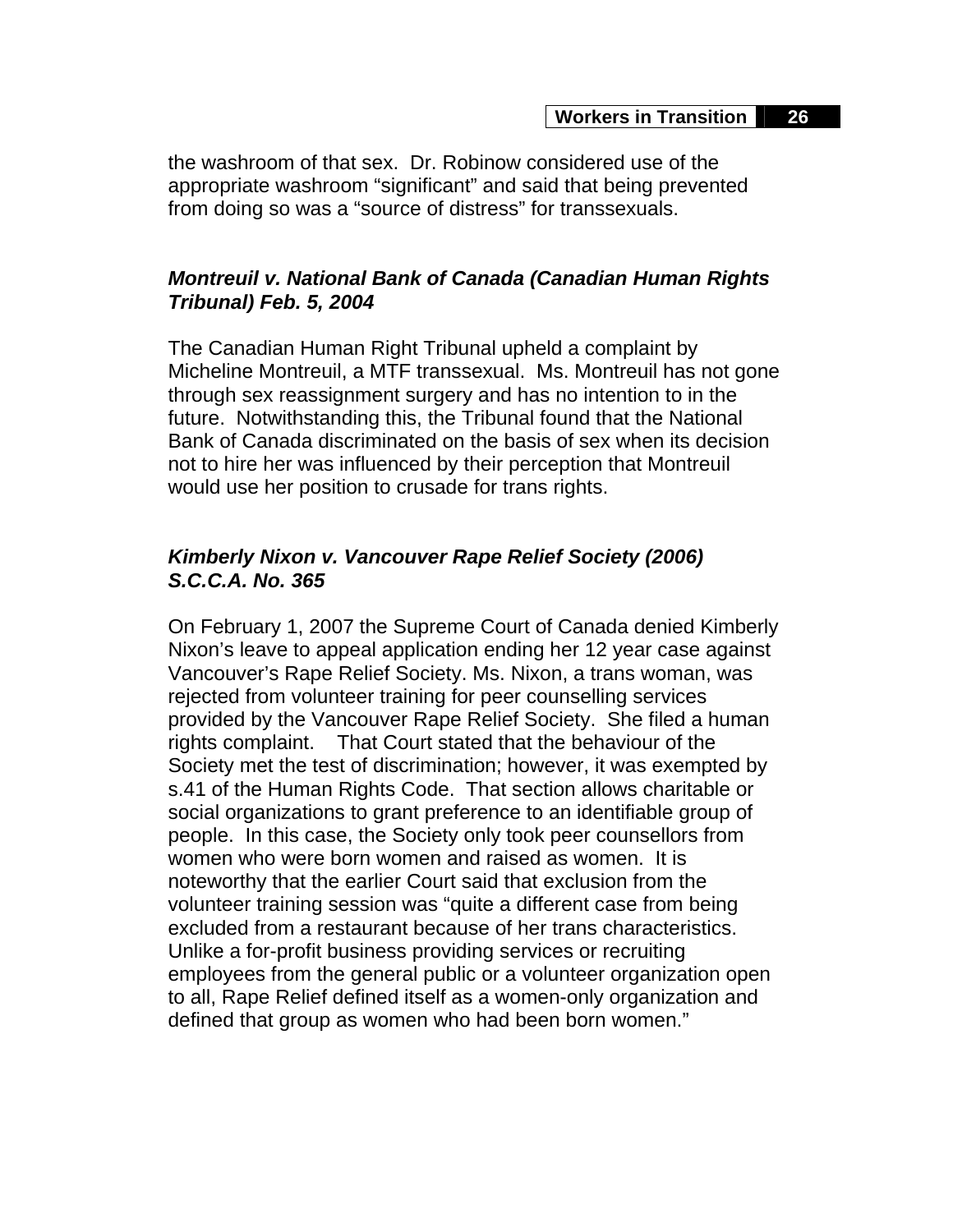the washroom of that sex. Dr. Robinow considered use of the appropriate washroom "significant" and said that being prevented from doing so was a "source of distress" for transsexuals.

### *Montreuil v. National Bank of Canada (Canadian Human Rights Tribunal) Feb. 5, 2004*

The Canadian Human Right Tribunal upheld a complaint by Micheline Montreuil, a MTF transsexual. Ms. Montreuil has not gone through sex reassignment surgery and has no intention to in the future. Notwithstanding this, the Tribunal found that the National Bank of Canada discriminated on the basis of sex when its decision not to hire her was influenced by their perception that Montreuil would use her position to crusade for trans rights.

### *Kimberly Nixon v. Vancouver Rape Relief Society (2006) S.C.C.A. No. 365*

On February 1, 2007 the Supreme Court of Canada denied Kimberly Nixon's leave to appeal application ending her 12 year case against Vancouver's Rape Relief Society. Ms. Nixon, a trans woman, was rejected from volunteer training for peer counselling services provided by the Vancouver Rape Relief Society. She filed a human rights complaint. That Court stated that the behaviour of the Society met the test of discrimination; however, it was exempted by s.41 of the Human Rights Code. That section allows charitable or social organizations to grant preference to an identifiable group of people. In this case, the Society only took peer counsellors from women who were born women and raised as women. It is noteworthy that the earlier Court said that exclusion from the volunteer training session was "quite a different case from being excluded from a restaurant because of her trans characteristics. Unlike a for-profit business providing services or recruiting employees from the general public or a volunteer organization open to all, Rape Relief defined itself as a women-only organization and defined that group as women who had been born women."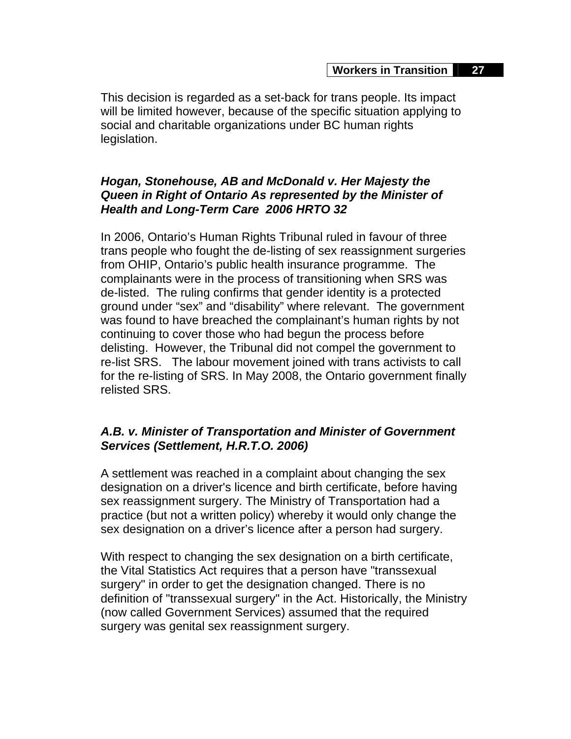This decision is regarded as a set-back for trans people. Its impact will be limited however, because of the specific situation applying to social and charitable organizations under BC human rights legislation.

### *Hogan, Stonehouse, AB and McDonald v. Her Majesty the Queen in Right of Ontario As represented by the Minister of Health and Long-Term Care 2006 HRTO 32*

In 2006, Ontario's Human Rights Tribunal ruled in favour of three trans people who fought the de-listing of sex reassignment surgeries from OHIP, Ontario's public health insurance programme. The complainants were in the process of transitioning when SRS was de-listed. The ruling confirms that gender identity is a protected ground under "sex" and "disability" where relevant. The government was found to have breached the complainant's human rights by not continuing to cover those who had begun the process before delisting. However, the Tribunal did not compel the government to re-list SRS. The labour movement joined with trans activists to call for the re-listing of SRS. In May 2008, the Ontario government finally relisted SRS.

### *A.B. v. Minister of Transportation and Minister of Government Services (Settlement, H.R.T.O. 2006)*

A settlement was reached in a complaint about changing the sex designation on a driver's licence and birth certificate, before having sex reassignment surgery. The Ministry of Transportation had a practice (but not a written policy) whereby it would only change the sex designation on a driver's licence after a person had surgery.

With respect to changing the sex designation on a birth certificate, the Vital Statistics Act requires that a person have "transsexual surgery" in order to get the designation changed. There is no definition of "transsexual surgery" in the Act. Historically, the Ministry (now called Government Services) assumed that the required surgery was genital sex reassignment surgery.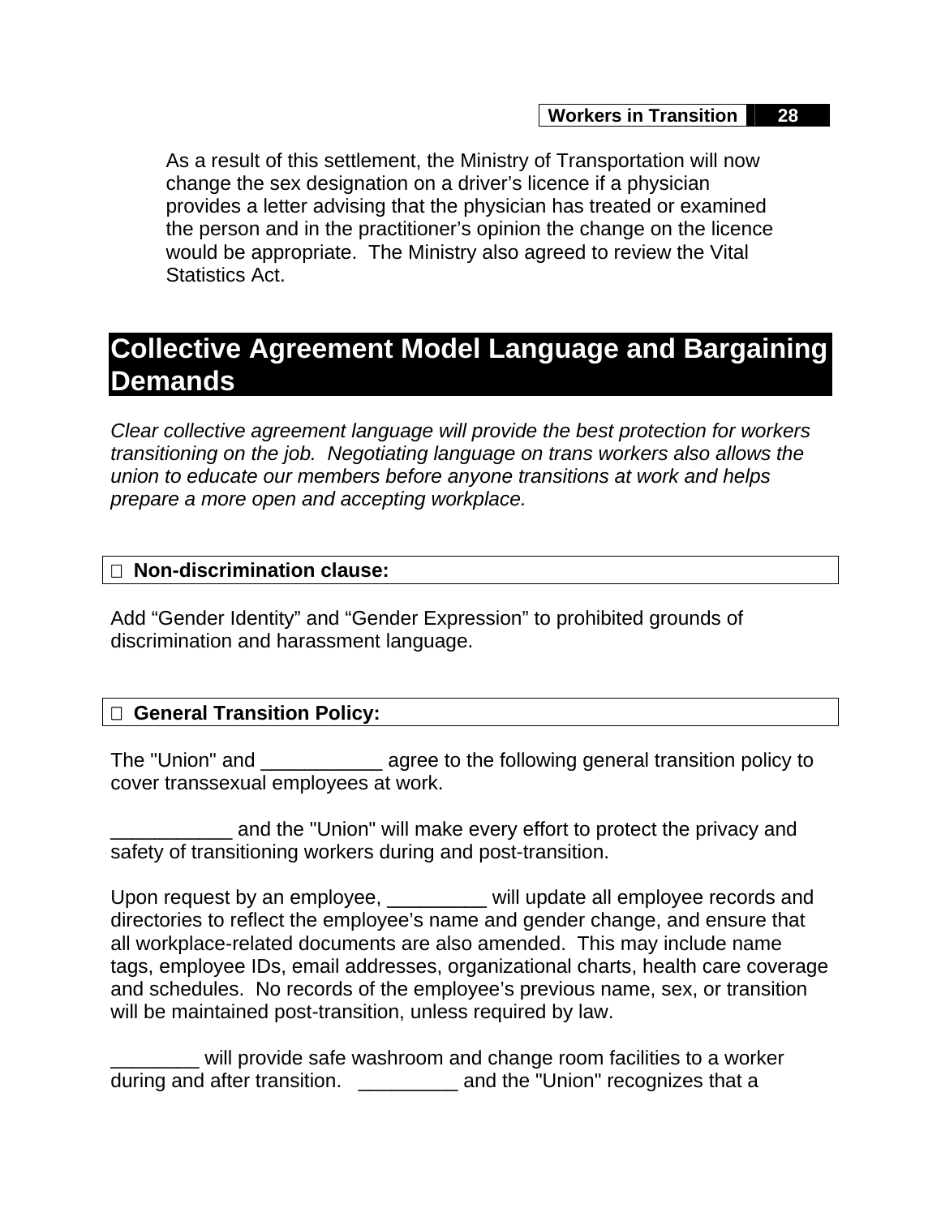As a result of this settlement, the Ministry of Transportation will now change the sex designation on a driver's licence if a physician provides a letter advising that the physician has treated or examined the person and in the practitioner's opinion the change on the licence would be appropriate. The Ministry also agreed to review the Vital Statistics Act.

# Collective Agreement Model Language and Bargaining Demands

*Clear collective agreement language will provide the best protection for workers transitioning on the job. Negotiating language on trans workers also allows the union to educate our members before anyone transitions at work and helps prepare a more open and accepting workplace.*

### ☐ Non-discrimination clause:

Add "Gender Identity" and "Gender Expression" to prohibited grounds of discrimination and harassment language.

### ☐ General Transition Policy:

The "Union" and ___________ agree to the following general transition policy to cover transsexual employees at work.

___________ and the "Union" will make every effort to protect the privacy and safety of transitioning workers during and post-transition.

Upon request by an employee, _________ will update all employee records and directories to reflect the employee's name and gender change, and ensure that all workplace-related documents are also amended. This may include name tags, employee IDs, email addresses, organizational charts, health care coverage and schedules. No records of the employee's previous name, sex, or transition will be maintained post-transition, unless required by law.

________ will provide safe washroom and change room facilities to a worker during and after transition. _________ and the "Union" recognizes that a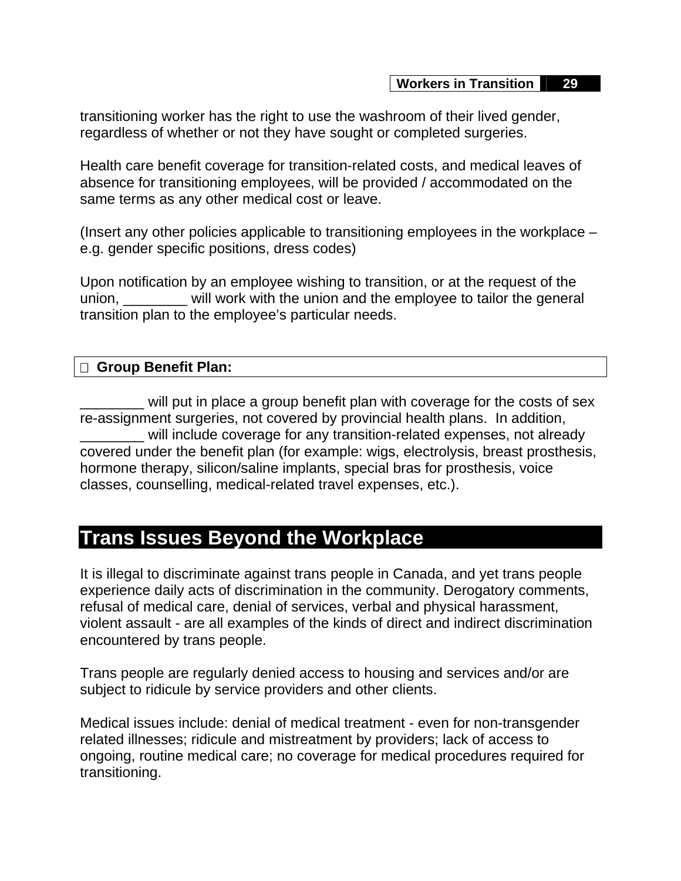transitioning worker has the right to use the washroom of their lived gender, regardless of whether or not they have sought or completed surgeries.

Health care benefit coverage for transition-related costs, and medical leaves of absence for transitioning employees, will be provided / accommodated on the same terms as any other medical cost or leave.

(Insert any other policies applicable to transitioning employees in the workplace – e.g. gender specific positions, dress codes)

Upon notification by an employee wishing to transition, or at the request of the union, ________ will work with the union and the employee to tailor the general transition plan to the employee's particular needs.

☐ **Group Benefit Plan:**

________ will put in place a group benefit plan with coverage for the costs of sex re-assignment surgeries, not covered by provincial health plans. In addition, ________ will include coverage for any transition-related expenses, not already covered under the benefit plan (for example: wigs, electrolysis, breast prosthesis, hormone therapy, silicon/saline implants, special bras for prosthesis, voice classes, counselling, medical-related travel expenses, etc.).

# Trans Issues Beyond the Workplace

It is illegal to discriminate against trans people in Canada, and yet trans people experience daily acts of discrimination in the community. Derogatory comments, refusal of medical care, denial of services, verbal and physical harassment, violent assault - are all examples of the kinds of direct and indirect discrimination encountered by trans people.

Trans people are regularly denied access to housing and services and/or are subject to ridicule by service providers and other clients.

Medical issues include: denial of medical treatment - even for non-transgender related illnesses; ridicule and mistreatment by providers; lack of access to ongoing, routine medical care; no coverage for medical procedures required for transitioning.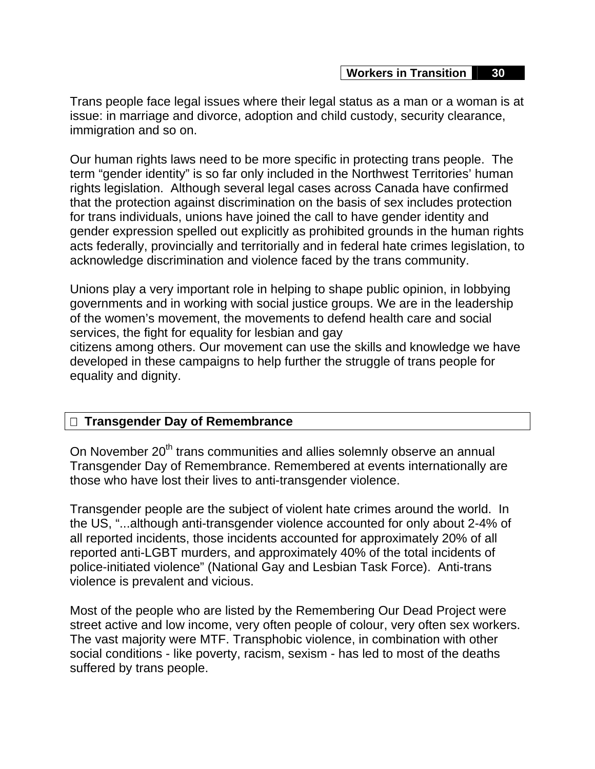Trans people face legal issues where their legal status as a man or a woman is at issue: in marriage and divorce, adoption and child custody, security clearance, immigration and so on.

Our human rights laws need to be more specific in protecting trans people. The term "gender identity" is so far only included in the Northwest Territories' human rights legislation. Although several legal cases across Canada have confirmed that the protection against discrimination on the basis of sex includes protection for trans individuals, unions have joined the call to have gender identity and gender expression spelled out explicitly as prohibited grounds in the human rights acts federally, provincially and territorially and in federal hate crimes legislation, to acknowledge discrimination and violence faced by the trans community.

Unions play a very important role in helping to shape public opinion, in lobbying governments and in working with social justice groups. We are in the leadership of the women's movement, the movements to defend health care and social services, the fight for equality for lesbian and gay citizens among others. Our movement can use the skills and knowledge we have developed in these campaigns to help further the struggle of trans people for equality and dignity.

## Transgender Day of Remembrance

On November 20th trans communities and allies solemnly observe an annual Transgender Day of Remembrance. Remembered at events internationally are those who have lost their lives to anti-transgender violence.

Transgender people are the subject of violent hate crimes around the world. In the US, "...although anti-transgender violence accounted for only about 2-4% of all reported incidents, those incidents accounted for approximately 20% of all reported anti-LGBT murders, and approximately 40% of the total incidents of police-initiated violence" (National Gay and Lesbian Task Force). Anti-trans violence is prevalent and vicious.

Most of the people who are listed by the Remembering Our Dead Project were street active and low income, very often people of colour, very often sex workers. The vast majority were MTF. Transphobic violence, in combination with other social conditions - like poverty, racism, sexism - has led to most of the deaths suffered by trans people.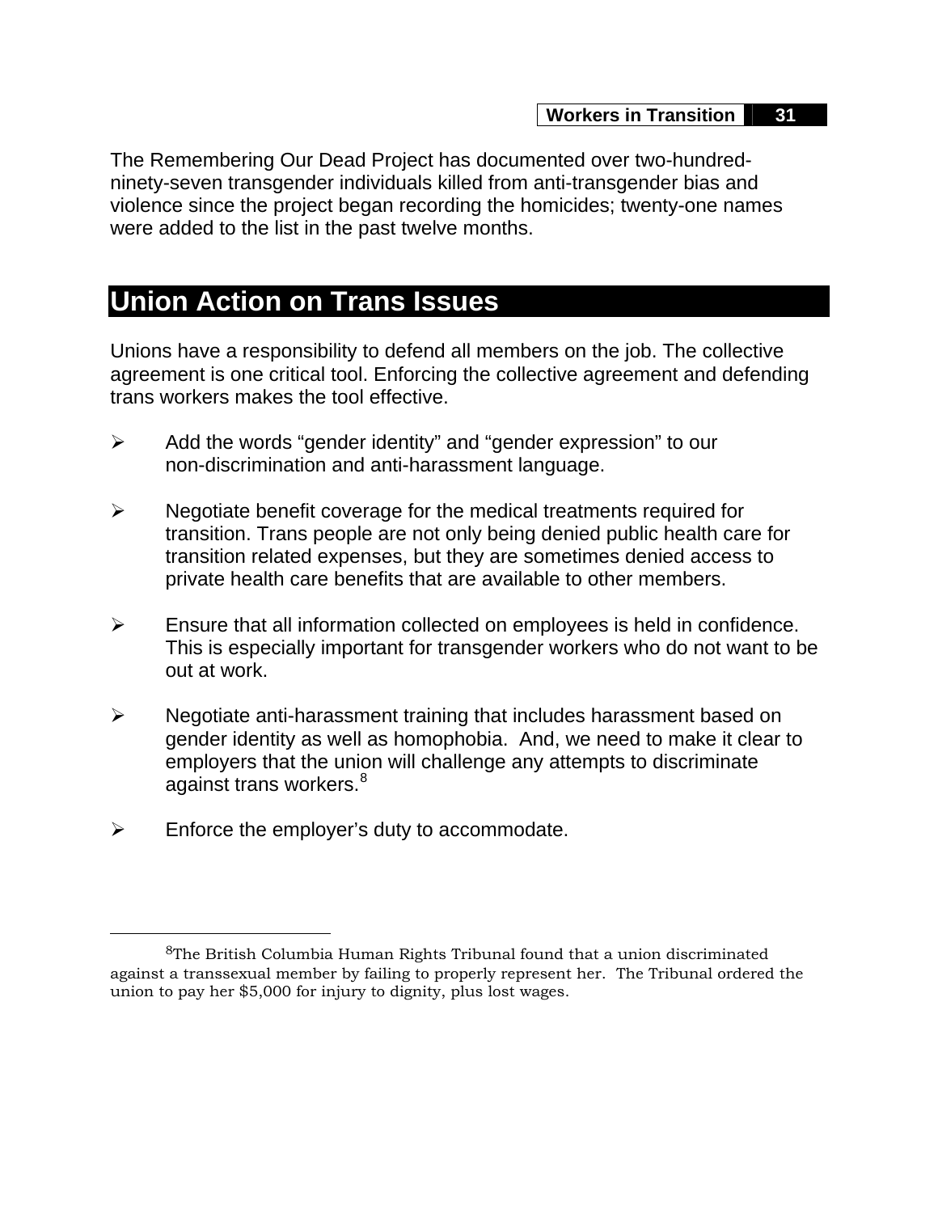The Remembering Our Dead Project has documented over two-hundred-ninety-seven transgender individuals killed from anti-transgender bias and violence since the project began recording the homicides; twenty-one names were added to the list in the past twelve months.

## Union Action on Trans Issues

Unions have a responsibility to defend all members on the job. The collective agreement is one critical tool. Enforcing the collective agreement and defending trans workers makes the tool effective.

- Add the words “gender identity” and “gender expression” to our non-discrimination and anti-harassment language.

- Negotiate benefit coverage for the medical treatments required for transition. Trans people are not only being denied public health care for transition related expenses, but they are sometimes denied access to private health care benefits that are available to other members.

- Ensure that all information collected on employees is held in confidence. This is especially important for transgender workers who do not want to be out at work.

- Negotiate anti-harassment training that includes harassment based on gender identity as well as homophobia. And, we need to make it clear to employers that the union will challenge any attempts to discriminate against trans workers.[8]

- Enforce the employer’s duty to accommodate.

---

[8] The British Columbia Human Rights Tribunal found that a union discriminated against a transsexual member by failing to properly represent her. The Tribunal ordered the union to pay her $5,000 for injury to dignity, plus lost wages.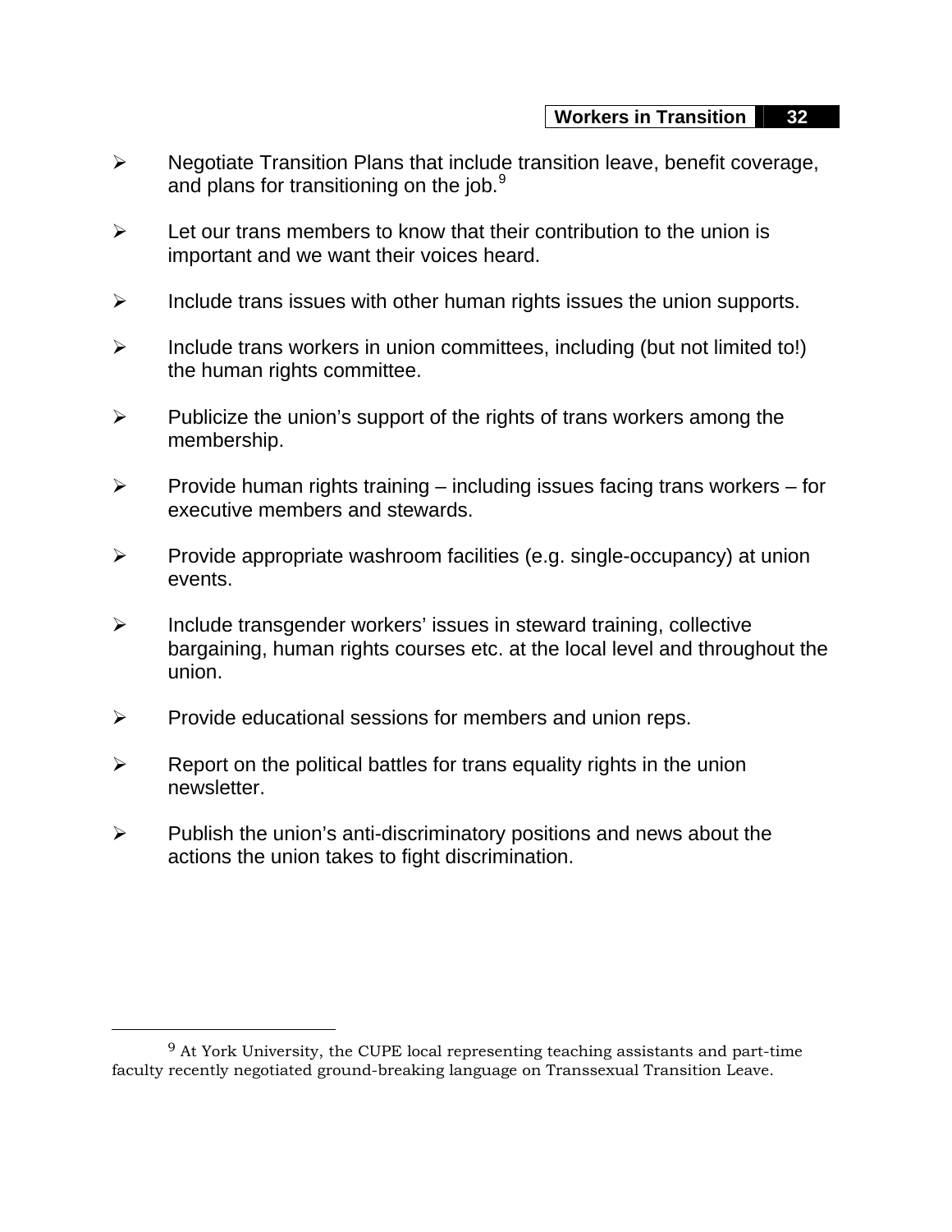- Negotiate Transition Plans that include transition leave, benefit coverage, and plans for transitioning on the job.[9]

- Let our trans members to know that their contribution to the union is important and we want their voices heard.

- Include trans issues with other human rights issues the union supports.

- Include trans workers in union committees, including (but not limited to!) the human rights committee.

- Publicize the union's support of the rights of trans workers among the membership.

- Provide human rights training – including issues facing trans workers – for executive members and stewards.

- Provide appropriate washroom facilities (e.g. single-occupancy) at union events.

- Include transgender workers' issues in steward training, collective bargaining, human rights courses etc. at the local level and throughout the union.

- Provide educational sessions for members and union reps.

- Report on the political battles for trans equality rights in the union newsletter.

- Publish the union's anti-discriminatory positions and news about the actions the union takes to fight discrimination.

---

[9] At York University, the CUPE local representing teaching assistants and part-time faculty recently negotiated ground-breaking language on Transsexual Transition Leave.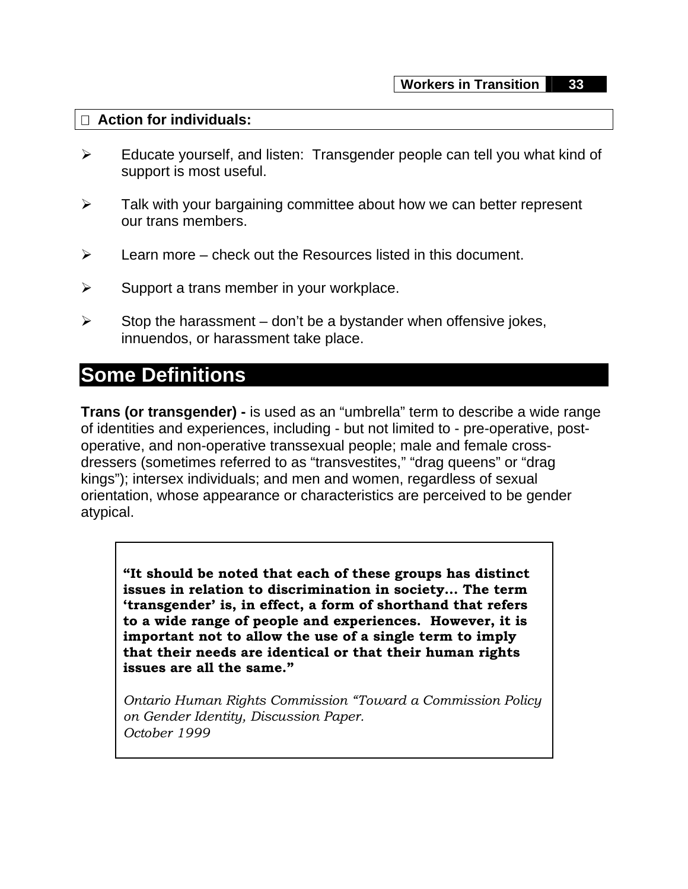**Action for individuals:**

- Educate yourself, and listen: Transgender people can tell you what kind of support is most useful.
- Talk with your bargaining committee about how we can better represent our trans members.
- Learn more – check out the Resources listed in this document.
- Support a trans member in your workplace.
- Stop the harassment – don't be a bystander when offensive jokes, innuendos, or harassment take place.

## Some Definitions

**Trans (or transgender) -** is used as an "umbrella" term to describe a wide range of identities and experiences, including - but not limited to - pre-operative, post-operative, and non-operative transsexual people; male and female cross-dressers (sometimes referred to as "transvestites," "drag queens" or "drag kings"); intersex individuals; and men and women, regardless of sexual orientation, whose appearance or characteristics are perceived to be gender atypical.

> **"It should be noted that each of these groups has distinct issues in relation to discrimination in society… The term 'transgender' is, in effect, a form of shorthand that refers to a wide range of people and experiences. However, it is important not to allow the use of a single term to imply that their needs are identical or that their human rights issues are all the same."**
>
> *Ontario Human Rights Commission "Toward a Commission Policy on Gender Identity, Discussion Paper. October 1999*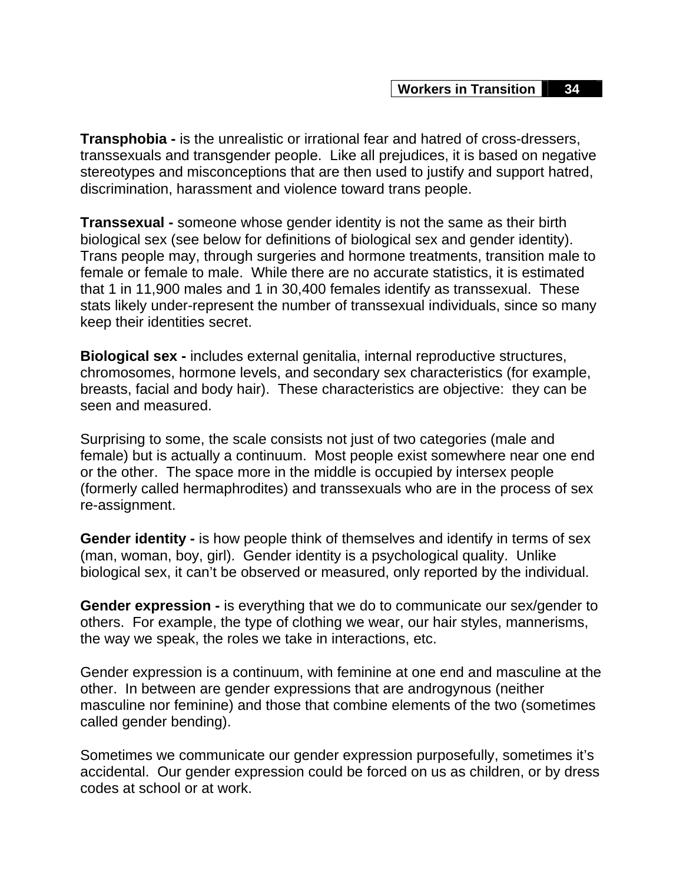**Transphobia -** is the unrealistic or irrational fear and hatred of cross-dressers, transsexuals and transgender people. Like all prejudices, it is based on negative stereotypes and misconceptions that are then used to justify and support hatred, discrimination, harassment and violence toward trans people.

**Transsexual -** someone whose gender identity is not the same as their birth biological sex (see below for definitions of biological sex and gender identity). Trans people may, through surgeries and hormone treatments, transition male to female or female to male. While there are no accurate statistics, it is estimated that 1 in 11,900 males and 1 in 30,400 females identify as transsexual. These stats likely under-represent the number of transsexual individuals, since so many keep their identities secret.

**Biological sex -** includes external genitalia, internal reproductive structures, chromosomes, hormone levels, and secondary sex characteristics (for example, breasts, facial and body hair). These characteristics are objective: they can be seen and measured.

Surprising to some, the scale consists not just of two categories (male and female) but is actually a continuum. Most people exist somewhere near one end or the other. The space more in the middle is occupied by intersex people (formerly called hermaphrodites) and transsexuals who are in the process of sex re-assignment.

**Gender identity -** is how people think of themselves and identify in terms of sex (man, woman, boy, girl). Gender identity is a psychological quality. Unlike biological sex, it can't be observed or measured, only reported by the individual.

**Gender expression -** is everything that we do to communicate our sex/gender to others. For example, the type of clothing we wear, our hair styles, mannerisms, the way we speak, the roles we take in interactions, etc.

Gender expression is a continuum, with feminine at one end and masculine at the other. In between are gender expressions that are androgynous (neither masculine nor feminine) and those that combine elements of the two (sometimes called gender bending).

Sometimes we communicate our gender expression purposefully, sometimes it's accidental. Our gender expression could be forced on us as children, or by dress codes at school or at work.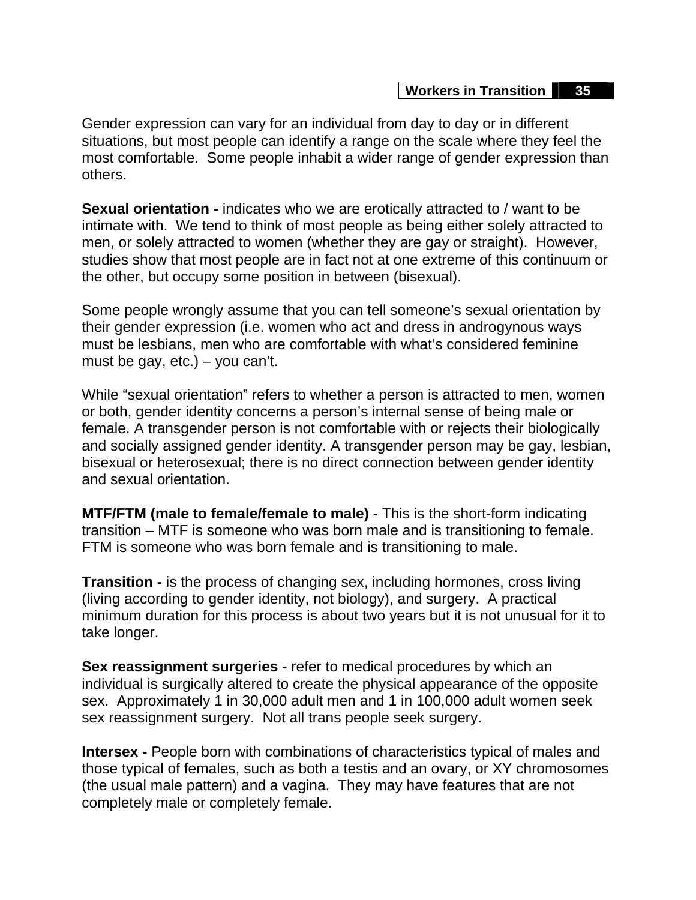Gender expression can vary for an individual from day to day or in different situations, but most people can identify a range on the scale where they feel the most comfortable.  Some people inhabit a wider range of gender expression than others.

**Sexual orientation -** indicates who we are erotically attracted to / want to be intimate with.  We tend to think of most people as being either solely attracted to men, or solely attracted to women (whether they are gay or straight).  However, studies show that most people are in fact not at one extreme of this continuum or the other, but occupy some position in between (bisexual).

Some people wrongly assume that you can tell someone's sexual orientation by their gender expression (i.e. women who act and dress in androgynous ways must be lesbians, men who are comfortable with what's considered feminine must be gay, etc.) – you can't.

While "sexual orientation" refers to whether a person is attracted to men, women or both, gender identity concerns a person's internal sense of being male or female. A transgender person is not comfortable with or rejects their biologically and socially assigned gender identity. A transgender person may be gay, lesbian, bisexual or heterosexual; there is no direct connection between gender identity and sexual orientation.

**MTF/FTM (male to female/female to male) -** This is the short-form indicating transition – MTF is someone who was born male and is transitioning to female. FTM is someone who was born female and is transitioning to male.

**Transition -** is the process of changing sex, including hormones, cross living (living according to gender identity, not biology), and surgery.  A practical minimum duration for this process is about two years but it is not unusual for it to take longer.

**Sex reassignment surgeries -** refer to medical procedures by which an individual is surgically altered to create the physical appearance of the opposite sex.  Approximately 1 in 30,000 adult men and 1 in 100,000 adult women seek sex reassignment surgery.  Not all trans people seek surgery.

**Intersex -** People born with combinations of characteristics typical of males and those typical of females, such as both a testis and an ovary, or XY chromosomes (the usual male pattern) and a vagina.  They may have features that are not completely male or completely female.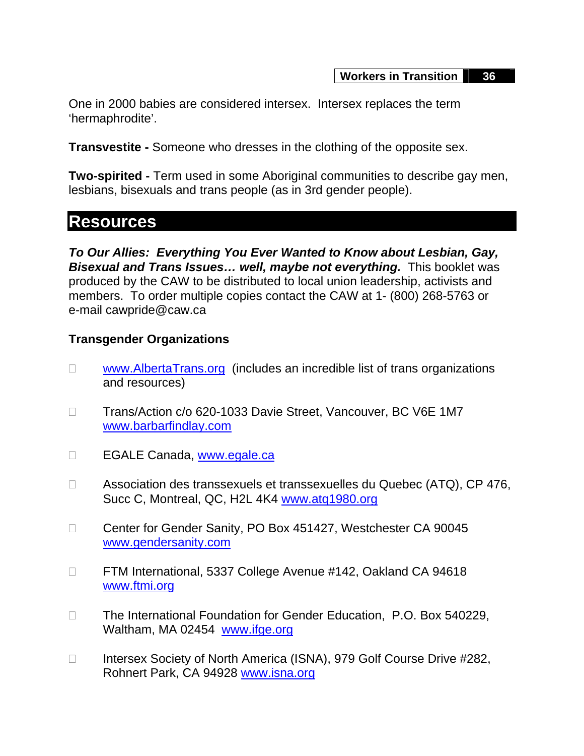One in 2000 babies are considered intersex. Intersex replaces the term 'hermaphrodite'.

**Transvestite -** Someone who dresses in the clothing of the opposite sex.

**Two-spirited -** Term used in some Aboriginal communities to describe gay men, lesbians, bisexuals and trans people (as in 3rd gender people).

# Resources

***To Our Allies: Everything You Ever Wanted to Know about Lesbian, Gay, Bisexual and Trans Issues… well, maybe not everything.*** This booklet was produced by the CAW to be distributed to local union leadership, activists and members. To order multiple copies contact the CAW at 1- (800) 268-5763 or e-mail cawpride@caw.ca

**Transgender Organizations**

- www.AlbertaTrans.org (includes an incredible list of trans organizations and resources)
- Trans/Action c/o 620-1033 Davie Street, Vancouver, BC V6E 1M7 www.barbarfindlay.com
- EGALE Canada, www.egale.ca
- Association des transsexuels et transsexuelles du Quebec (ATQ), CP 476, Succ C, Montreal, QC, H2L 4K4 www.atq1980.org
- Center for Gender Sanity, PO Box 451427, Westchester CA 90045 www.gendersanity.com
- FTM International, 5337 College Avenue #142, Oakland CA 94618 www.ftmi.org
- The International Foundation for Gender Education, P.O. Box 540229, Waltham, MA 02454 www.ifge.org
- Intersex Society of North America (ISNA), 979 Golf Course Drive #282, Rohnert Park, CA 94928 www.isna.org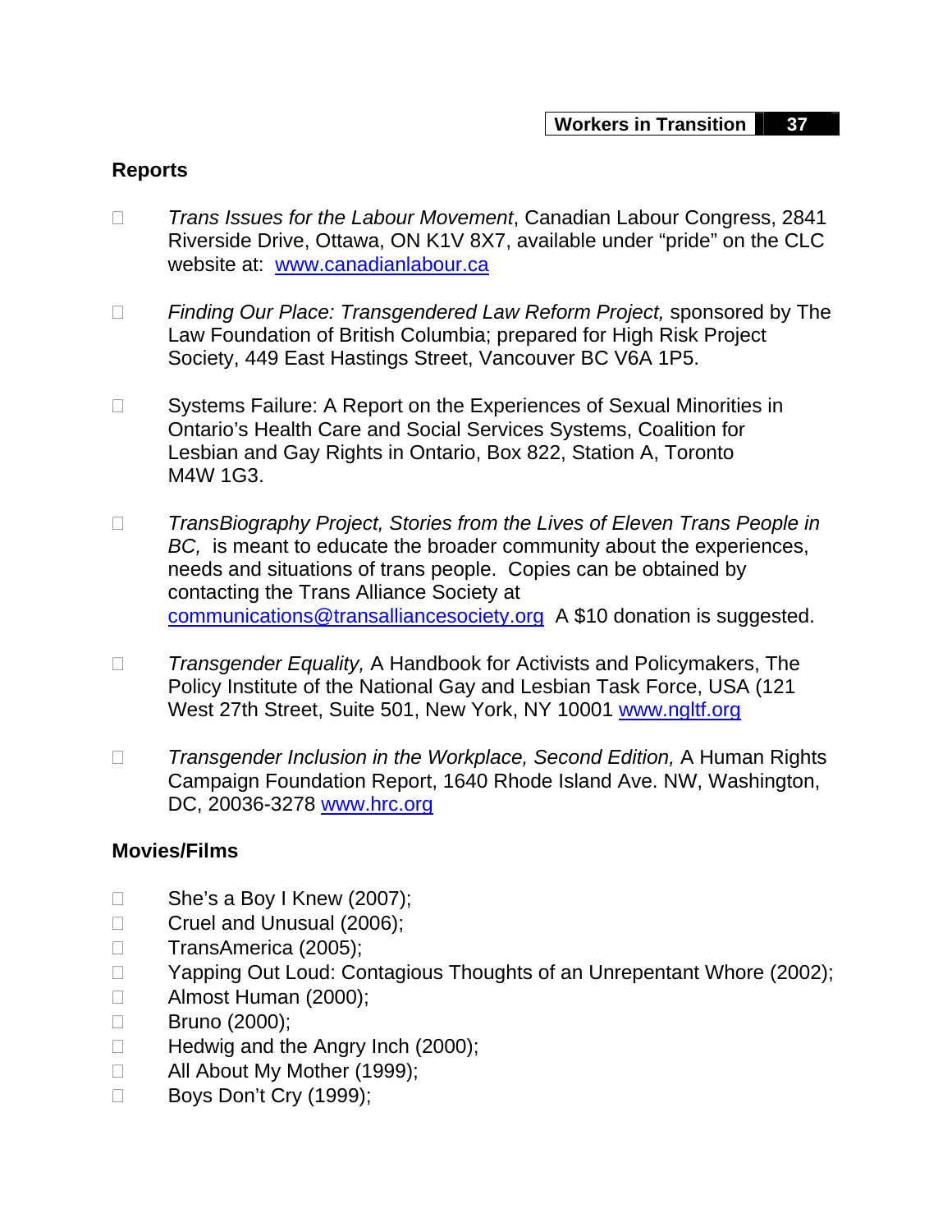## Reports

- *Trans Issues for the Labour Movement*, Canadian Labour Congress, 2841 Riverside Drive, Ottawa, ON K1V 8X7, available under “pride” on the CLC website at: [www.canadianlabour.ca](www.canadianlabour.ca)

- *Finding Our Place: Transgendered Law Reform Project,* sponsored by The Law Foundation of British Columbia; prepared for High Risk Project Society, 449 East Hastings Street, Vancouver BC V6A 1P5.

- Systems Failure: A Report on the Experiences of Sexual Minorities in Ontario’s Health Care and Social Services Systems, Coalition for Lesbian and Gay Rights in Ontario, Box 822, Station A, Toronto M4W 1G3.

- *TransBiography Project, Stories from the Lives of Eleven Trans People in BC,* is meant to educate the broader community about the experiences, needs and situations of trans people. Copies can be obtained by contacting the Trans Alliance Society at [communications@transalliancesociety.org](mailto:communications@transalliancesociety.org) A $10 donation is suggested.

- *Transgender Equality,* A Handbook for Activists and Policymakers, The Policy Institute of the National Gay and Lesbian Task Force, USA (121 West 27th Street, Suite 501, New York, NY 10001 [www.ngltf.org](www.ngltf.org)

- *Transgender Inclusion in the Workplace, Second Edition,* A Human Rights Campaign Foundation Report, 1640 Rhode Island Ave. NW, Washington, DC, 20036-3278 [www.hrc.org](www.hrc.org)

## Movies/Films

- She’s a Boy I Knew (2007);
- Cruel and Unusual (2006);
- TransAmerica (2005);
- Yapping Out Loud: Contagious Thoughts of an Unrepentant Whore (2002);
- Almost Human (2000);
- Bruno (2000);
- Hedwig and the Angry Inch (2000);
- All About My Mother (1999);
- Boys Don’t Cry (1999);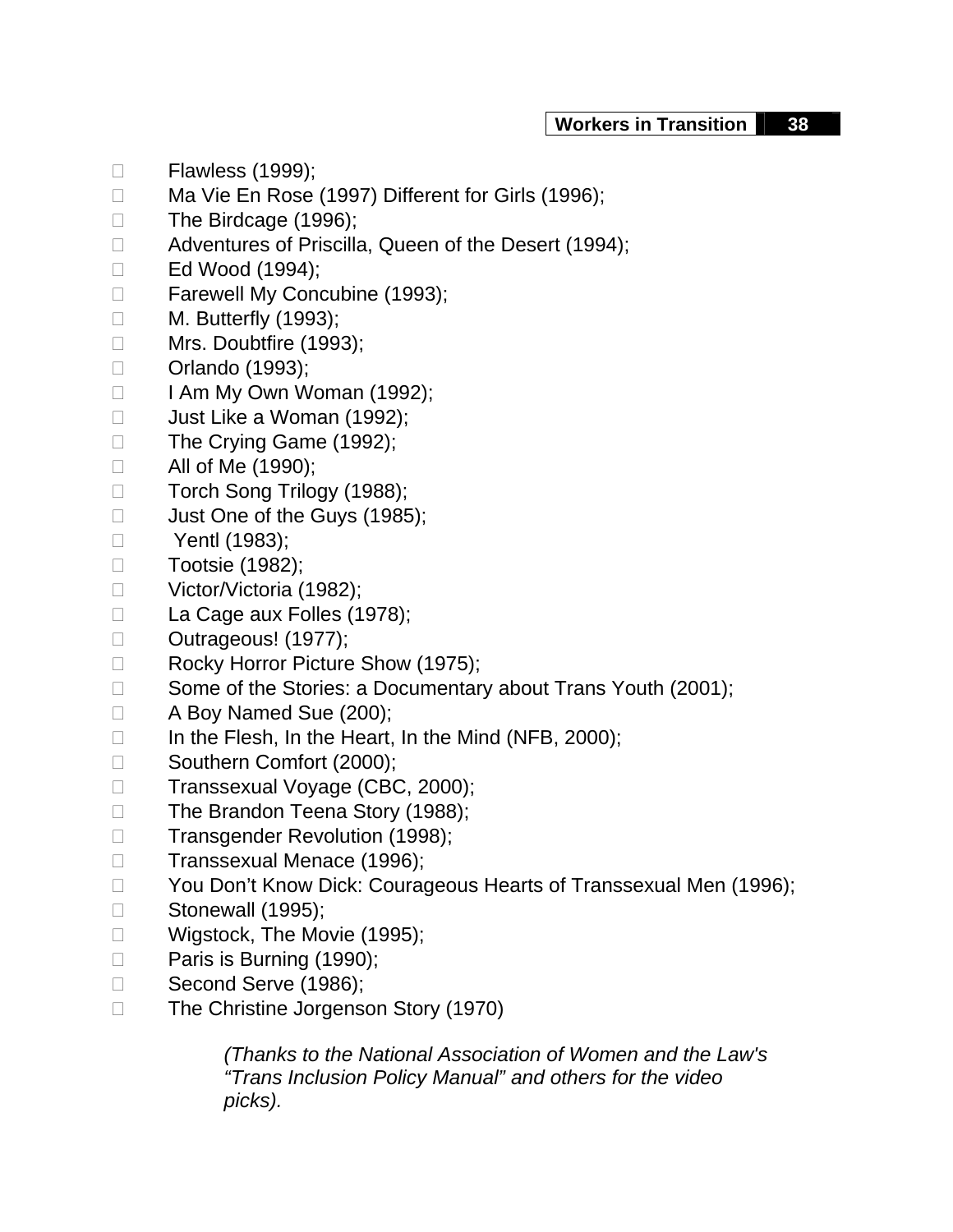- Flawless (1999);
- Ma Vie En Rose (1997) Different for Girls (1996);
- The Birdcage (1996);
- Adventures of Priscilla, Queen of the Desert (1994);
- Ed Wood (1994);
- Farewell My Concubine (1993);
- M. Butterfly (1993);
- Mrs. Doubtfire (1993);
- Orlando (1993);
- I Am My Own Woman (1992);
- Just Like a Woman (1992);
- The Crying Game (1992);
- All of Me (1990);
- Torch Song Trilogy (1988);
- Just One of the Guys (1985);
- Yentl (1983);
- Tootsie (1982);
- Victor/Victoria (1982);
- La Cage aux Folles (1978);
- Outrageous! (1977);
- Rocky Horror Picture Show (1975);
- Some of the Stories: a Documentary about Trans Youth (2001);
- A Boy Named Sue (200);
- In the Flesh, In the Heart, In the Mind (NFB, 2000);
- Southern Comfort (2000);
- Transsexual Voyage (CBC, 2000);
- The Brandon Teena Story (1988);
- Transgender Revolution (1998);
- Transsexual Menace (1996);
- You Don't Know Dick: Courageous Hearts of Transsexual Men (1996);
- Stonewall (1995);
- Wigstock, The Movie (1995);
- Paris is Burning (1990);
- Second Serve (1986);
- The Christine Jorgenson Story (1970)

*(Thanks to the National Association of Women and the Law's "Trans Inclusion Policy Manual" and others for the video picks).*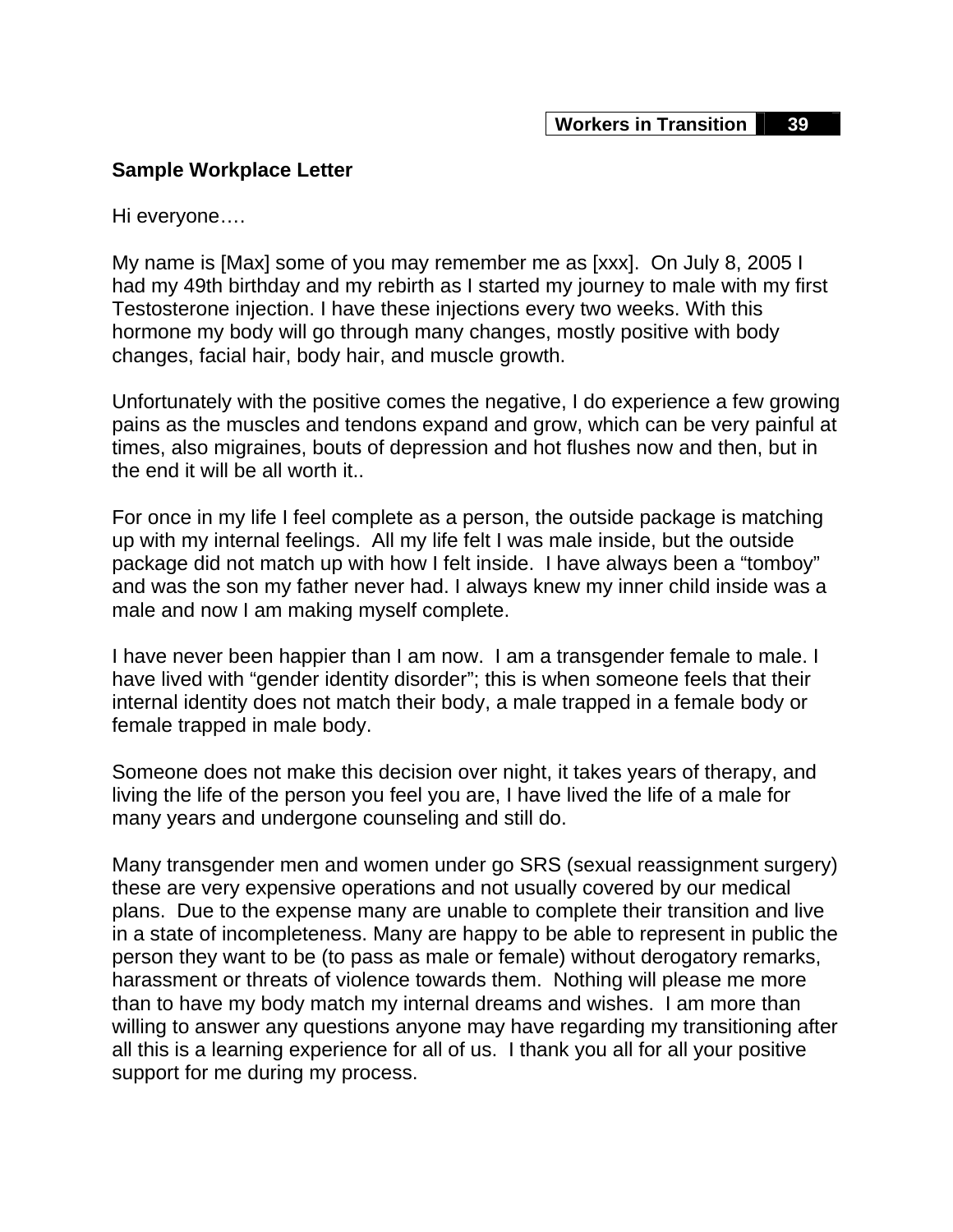**Sample Workplace Letter**

Hi everyone….

My name is [Max] some of you may remember me as [xxx].  On July 8, 2005 I had my 49th birthday and my rebirth as I started my journey to male with my first Testosterone injection. I have these injections every two weeks. With this hormone my body will go through many changes, mostly positive with body changes, facial hair, body hair, and muscle growth.

Unfortunately with the positive comes the negative, I do experience a few growing pains as the muscles and tendons expand and grow, which can be very painful at times, also migraines, bouts of depression and hot flushes now and then, but in the end it will be all worth it..

For once in my life I feel complete as a person, the outside package is matching up with my internal feelings.  All my life felt I was male inside, but the outside package did not match up with how I felt inside.  I have always been a "tomboy" and was the son my father never had. I always knew my inner child inside was a male and now I am making myself complete.

I have never been happier than I am now.  I am a transgender female to male. I have lived with "gender identity disorder"; this is when someone feels that their internal identity does not match their body, a male trapped in a female body or female trapped in male body.

Someone does not make this decision over night, it takes years of therapy, and living the life of the person you feel you are, I have lived the life of a male for many years and undergone counseling and still do.

Many transgender men and women under go SRS (sexual reassignment surgery) these are very expensive operations and not usually covered by our medical plans.  Due to the expense many are unable to complete their transition and live in a state of incompleteness. Many are happy to be able to represent in public the person they want to be (to pass as male or female) without derogatory remarks, harassment or threats of violence towards them.  Nothing will please me more than to have my body match my internal dreams and wishes.  I am more than willing to answer any questions anyone may have regarding my transitioning after all this is a learning experience for all of us.  I thank you all for all your positive support for me during my process.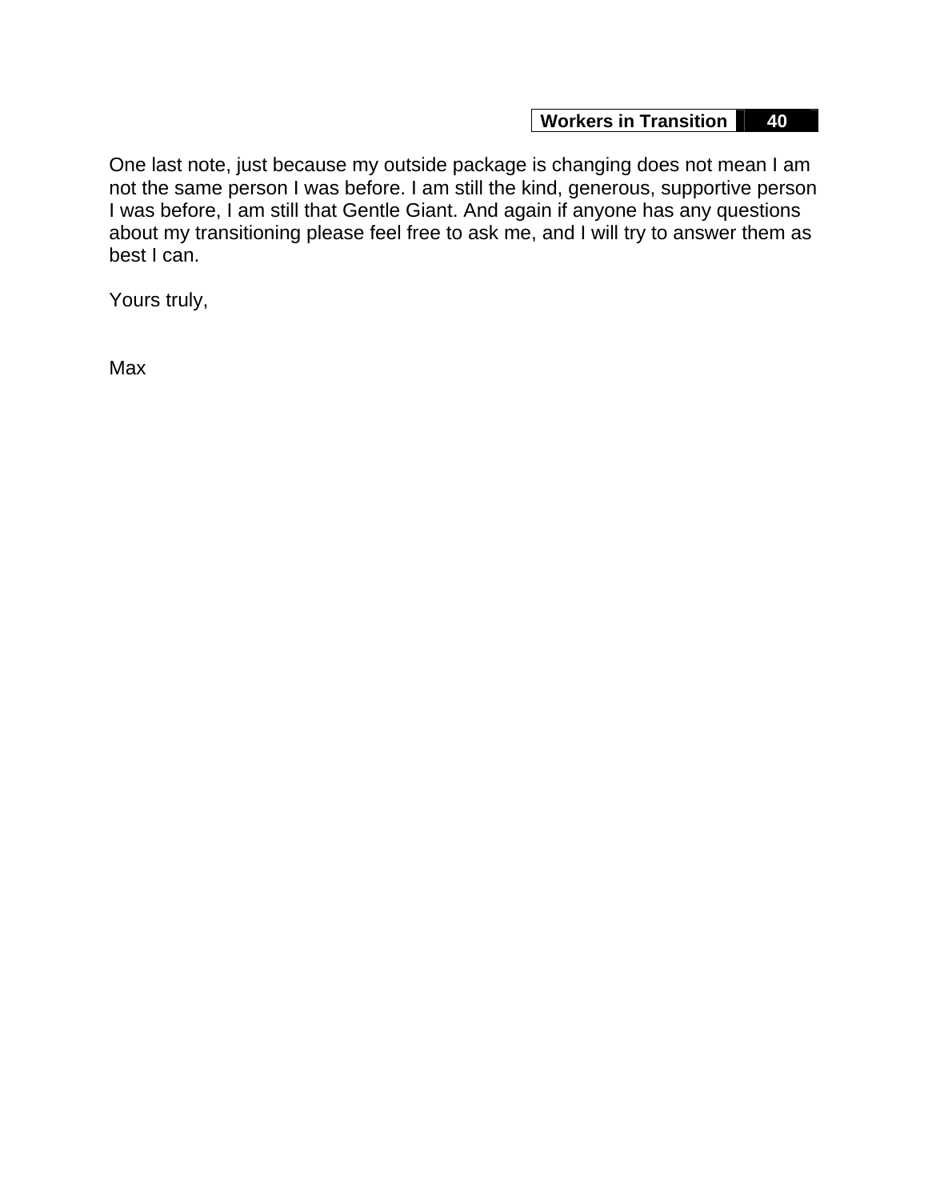One last note, just because my outside package is changing does not mean I am not the same person I was before. I am still the kind, generous, supportive person I was before, I am still that Gentle Giant. And again if anyone has any questions about my transitioning please feel free to ask me, and I will try to answer them as best I can.

Yours truly,

Max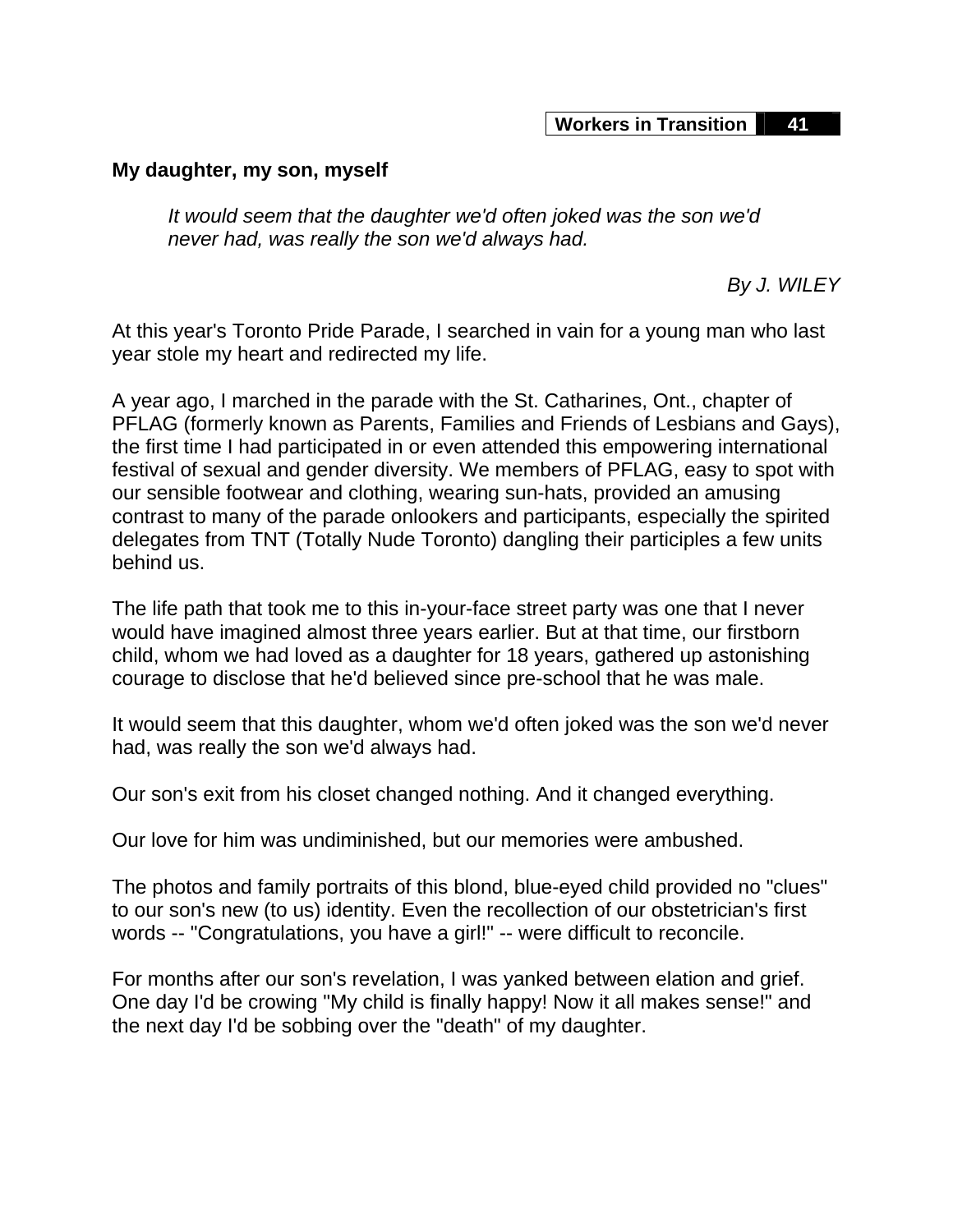## My daughter, my son, myself

> *It would seem that the daughter we'd often joked was the son we'd never had, was really the son we'd always had.*

*By J. WILEY*

At this year's Toronto Pride Parade, I searched in vain for a young man who last year stole my heart and redirected my life.

A year ago, I marched in the parade with the St. Catharines, Ont., chapter of PFLAG (formerly known as Parents, Families and Friends of Lesbians and Gays), the first time I had participated in or even attended this empowering international festival of sexual and gender diversity. We members of PFLAG, easy to spot with our sensible footwear and clothing, wearing sun-hats, provided an amusing contrast to many of the parade onlookers and participants, especially the spirited delegates from TNT (Totally Nude Toronto) dangling their participles a few units behind us.

The life path that took me to this in-your-face street party was one that I never would have imagined almost three years earlier. But at that time, our firstborn child, whom we had loved as a daughter for 18 years, gathered up astonishing courage to disclose that he'd believed since pre-school that he was male.

It would seem that this daughter, whom we'd often joked was the son we'd never had, was really the son we'd always had.

Our son's exit from his closet changed nothing. And it changed everything.

Our love for him was undiminished, but our memories were ambushed.

The photos and family portraits of this blond, blue-eyed child provided no "clues" to our son's new (to us) identity. Even the recollection of our obstetrician's first words -- "Congratulations, you have a girl!" -- were difficult to reconcile.

For months after our son's revelation, I was yanked between elation and grief. One day I'd be crowing "My child is finally happy! Now it all makes sense!" and the next day I'd be sobbing over the "death" of my daughter.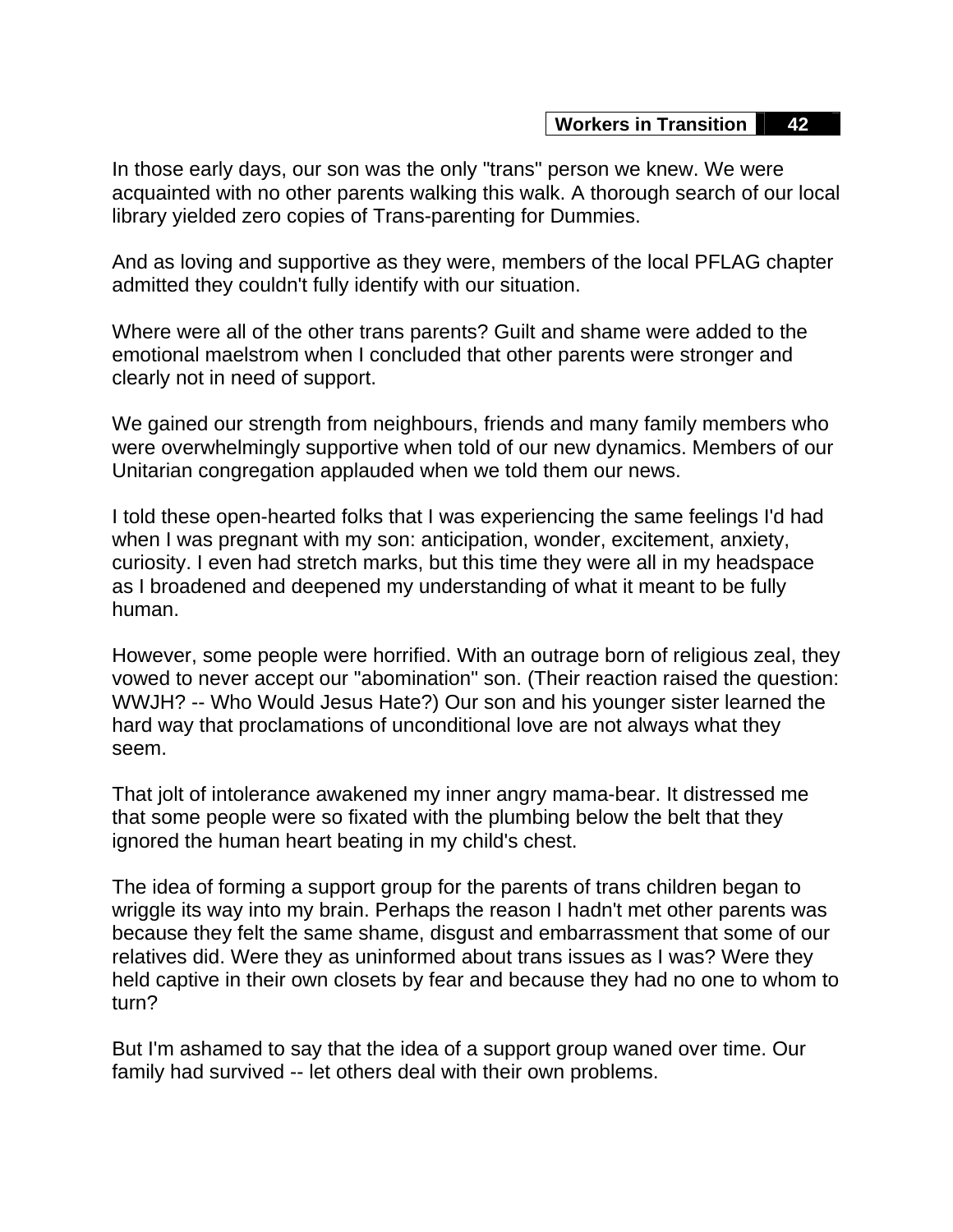In those early days, our son was the only "trans" person we knew. We were acquainted with no other parents walking this walk. A thorough search of our local library yielded zero copies of Trans-parenting for Dummies.

And as loving and supportive as they were, members of the local PFLAG chapter admitted they couldn't fully identify with our situation.

Where were all of the other trans parents? Guilt and shame were added to the emotional maelstrom when I concluded that other parents were stronger and clearly not in need of support.

We gained our strength from neighbours, friends and many family members who were overwhelmingly supportive when told of our new dynamics. Members of our Unitarian congregation applauded when we told them our news.

I told these open-hearted folks that I was experiencing the same feelings I'd had when I was pregnant with my son: anticipation, wonder, excitement, anxiety, curiosity. I even had stretch marks, but this time they were all in my headspace as I broadened and deepened my understanding of what it meant to be fully human.

However, some people were horrified. With an outrage born of religious zeal, they vowed to never accept our "abomination" son. (Their reaction raised the question: WWJH? -- Who Would Jesus Hate?) Our son and his younger sister learned the hard way that proclamations of unconditional love are not always what they seem.

That jolt of intolerance awakened my inner angry mama-bear. It distressed me that some people were so fixated with the plumbing below the belt that they ignored the human heart beating in my child's chest.

The idea of forming a support group for the parents of trans children began to wriggle its way into my brain. Perhaps the reason I hadn't met other parents was because they felt the same shame, disgust and embarrassment that some of our relatives did. Were they as uninformed about trans issues as I was? Were they held captive in their own closets by fear and because they had no one to whom to turn?

But I'm ashamed to say that the idea of a support group waned over time. Our family had survived -- let others deal with their own problems.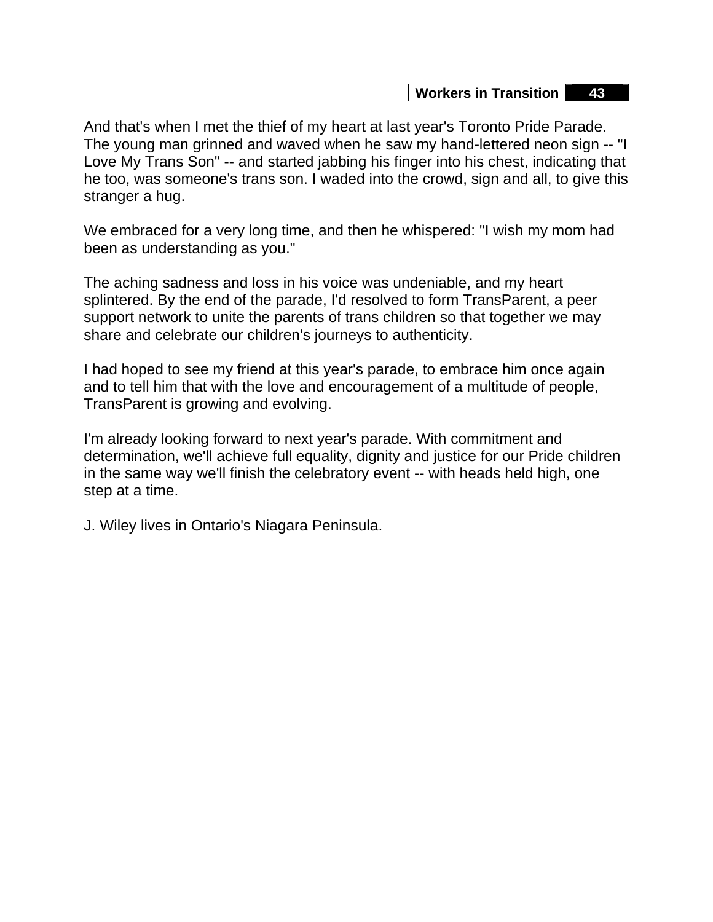And that's when I met the thief of my heart at last year's Toronto Pride Parade. The young man grinned and waved when he saw my hand-lettered neon sign -- "I Love My Trans Son" -- and started jabbing his finger into his chest, indicating that he too, was someone's trans son. I waded into the crowd, sign and all, to give this stranger a hug.

We embraced for a very long time, and then he whispered: "I wish my mom had been as understanding as you."

The aching sadness and loss in his voice was undeniable, and my heart splintered. By the end of the parade, I'd resolved to form TransParent, a peer support network to unite the parents of trans children so that together we may share and celebrate our children's journeys to authenticity.

I had hoped to see my friend at this year's parade, to embrace him once again and to tell him that with the love and encouragement of a multitude of people, TransParent is growing and evolving.

I'm already looking forward to next year's parade. With commitment and determination, we'll achieve full equality, dignity and justice for our Pride children in the same way we'll finish the celebratory event -- with heads held high, one step at a time.

J. Wiley lives in Ontario's Niagara Peninsula.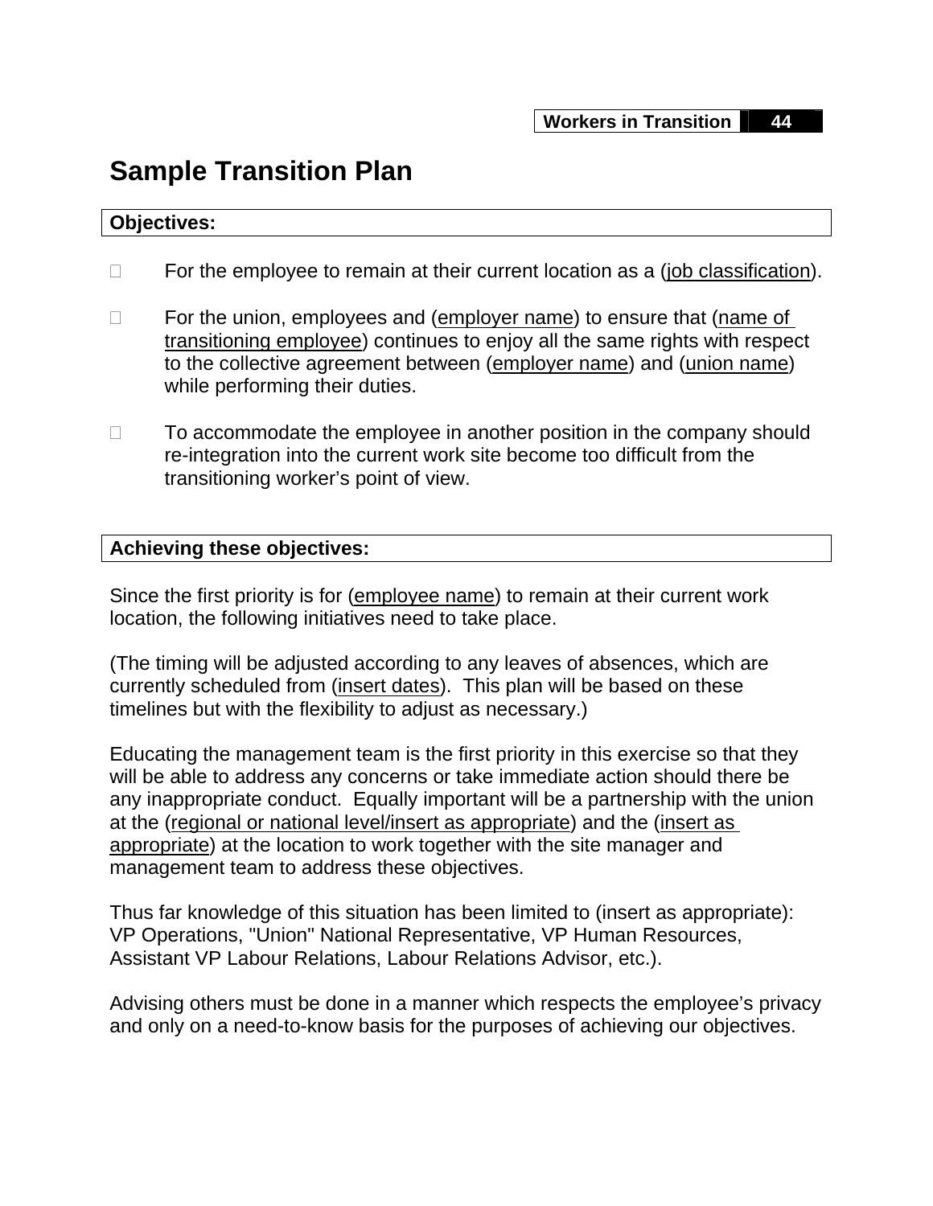# Sample Transition Plan

**Objectives:**

- For the employee to remain at their current location as a (job classification).
- For the union, employees and (employer name) to ensure that (name of transitioning employee) continues to enjoy all the same rights with respect to the collective agreement between (employer name) and (union name) while performing their duties.
- To accommodate the employee in another position in the company should re-integration into the current work site become too difficult from the transitioning worker's point of view.

**Achieving these objectives:**

Since the first priority is for (employee name) to remain at their current work location, the following initiatives need to take place.

(The timing will be adjusted according to any leaves of absences, which are currently scheduled from (insert dates). This plan will be based on these timelines but with the flexibility to adjust as necessary.)

Educating the management team is the first priority in this exercise so that they will be able to address any concerns or take immediate action should there be any inappropriate conduct. Equally important will be a partnership with the union at the (regional or national level/insert as appropriate) and the (insert as appropriate) at the location to work together with the site manager and management team to address these objectives.

Thus far knowledge of this situation has been limited to (insert as appropriate): VP Operations, "Union" National Representative, VP Human Resources, Assistant VP Labour Relations, Labour Relations Advisor, etc.).

Advising others must be done in a manner which respects the employee's privacy and only on a need-to-know basis for the purposes of achieving our objectives.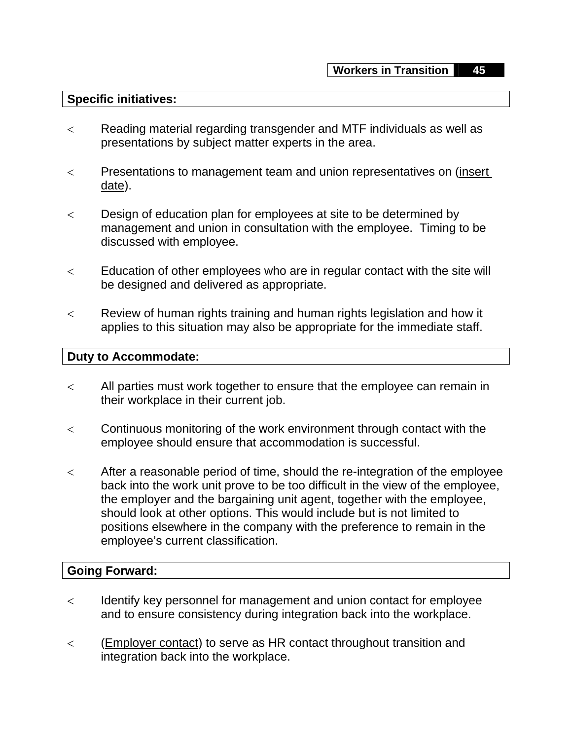**Specific initiatives:**

- Reading material regarding transgender and MTF individuals as well as presentations by subject matter experts in the area.

- Presentations to management team and union representatives on (<u>insert date</u>).

- Design of education plan for employees at site to be determined by management and union in consultation with the employee. Timing to be discussed with employee.

- Education of other employees who are in regular contact with the site will be designed and delivered as appropriate.

- Review of human rights training and human rights legislation and how it applies to this situation may also be appropriate for the immediate staff.

**Duty to Accommodate:**

- All parties must work together to ensure that the employee can remain in their workplace in their current job.

- Continuous monitoring of the work environment through contact with the employee should ensure that accommodation is successful.

- After a reasonable period of time, should the re-integration of the employee back into the work unit prove to be too difficult in the view of the employee, the employer and the bargaining unit agent, together with the employee, should look at other options. This would include but is not limited to positions elsewhere in the company with the preference to remain in the employee's current classification.

**Going Forward:**

- Identify key personnel for management and union contact for employee and to ensure consistency during integration back into the workplace.

- (<u>Employer contact</u>) to serve as HR contact throughout transition and integration back into the workplace.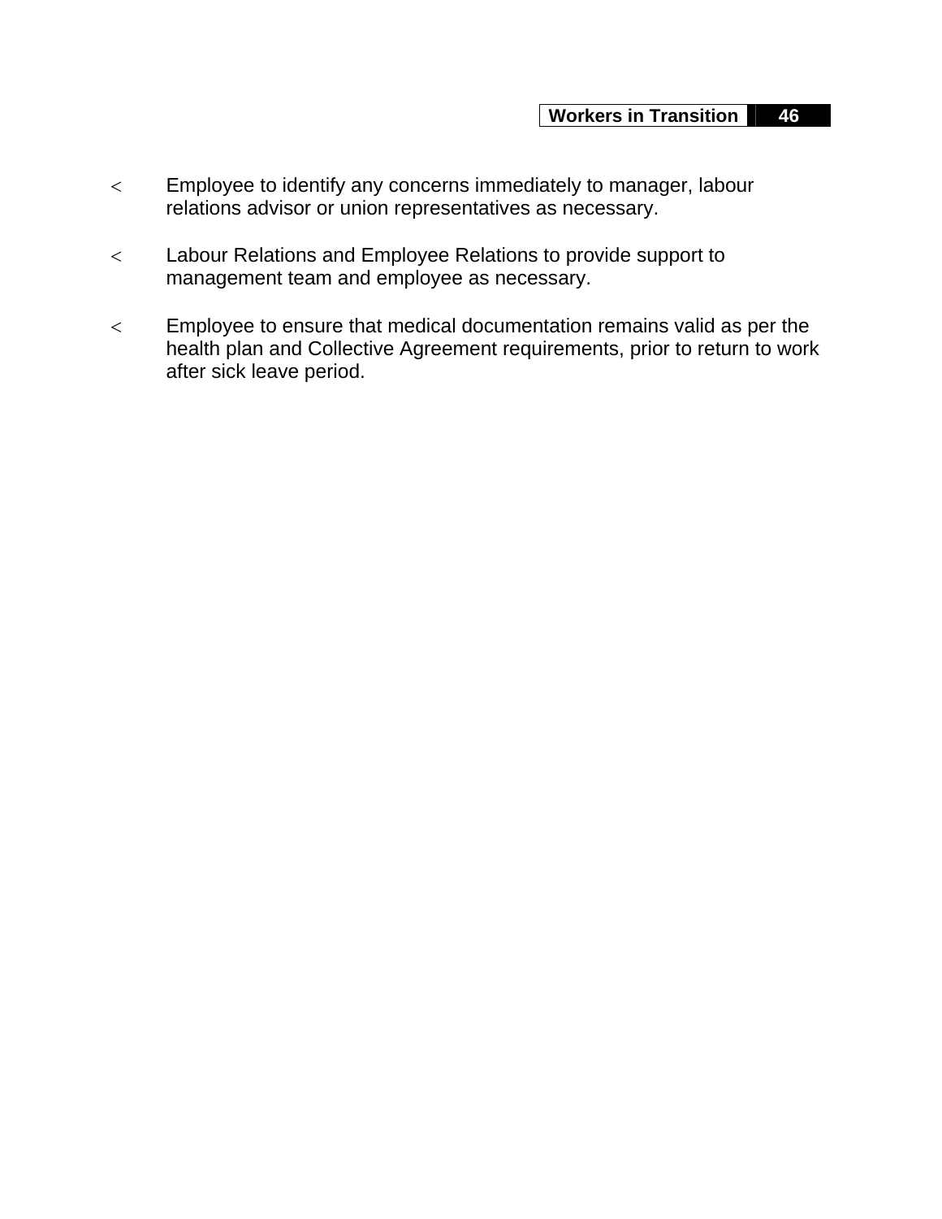- Employee to identify any concerns immediately to manager, labour relations advisor or union representatives as necessary.

- Labour Relations and Employee Relations to provide support to management team and employee as necessary.

- Employee to ensure that medical documentation remains valid as per the health plan and Collective Agreement requirements, prior to return to work after sick leave period.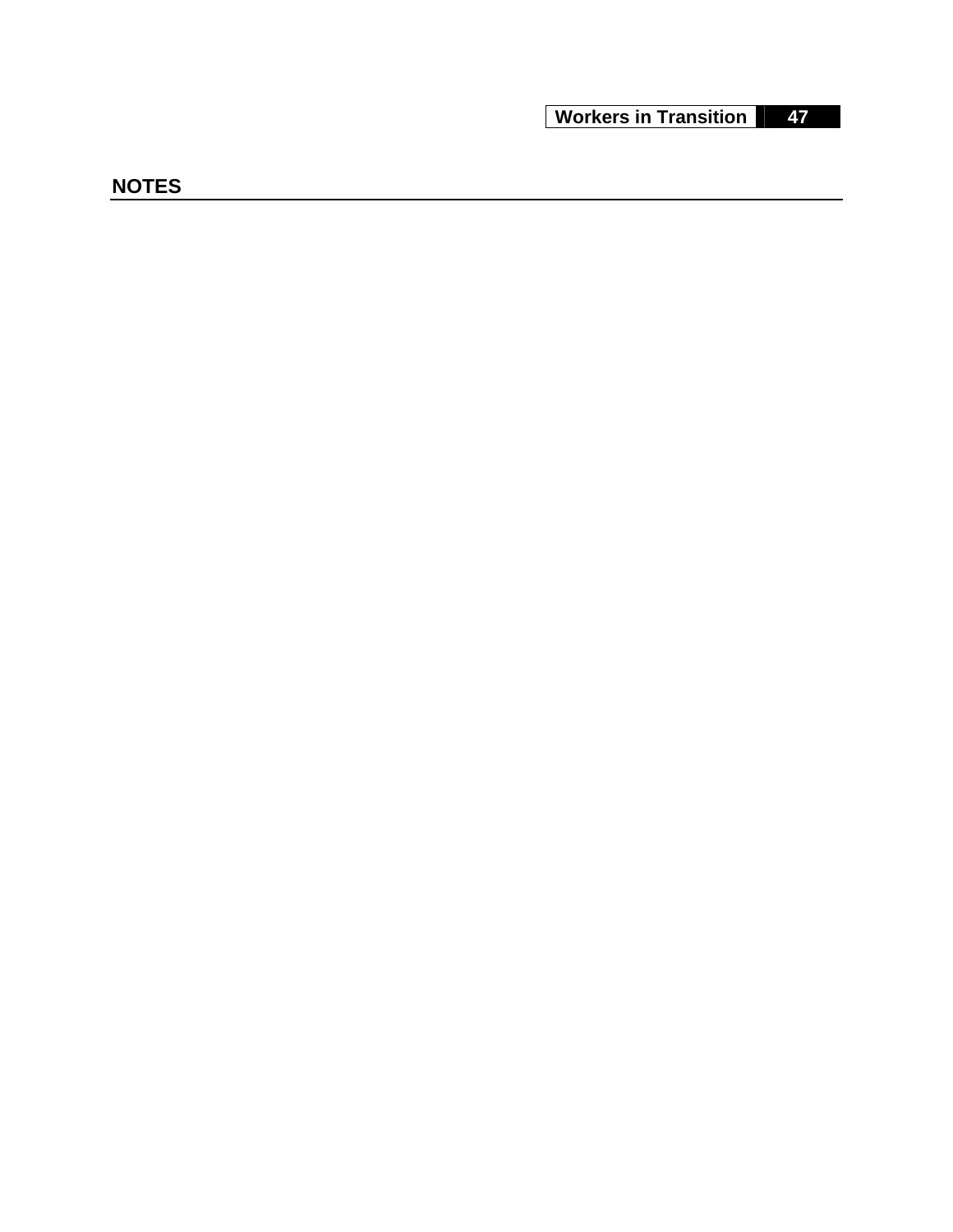## NOTES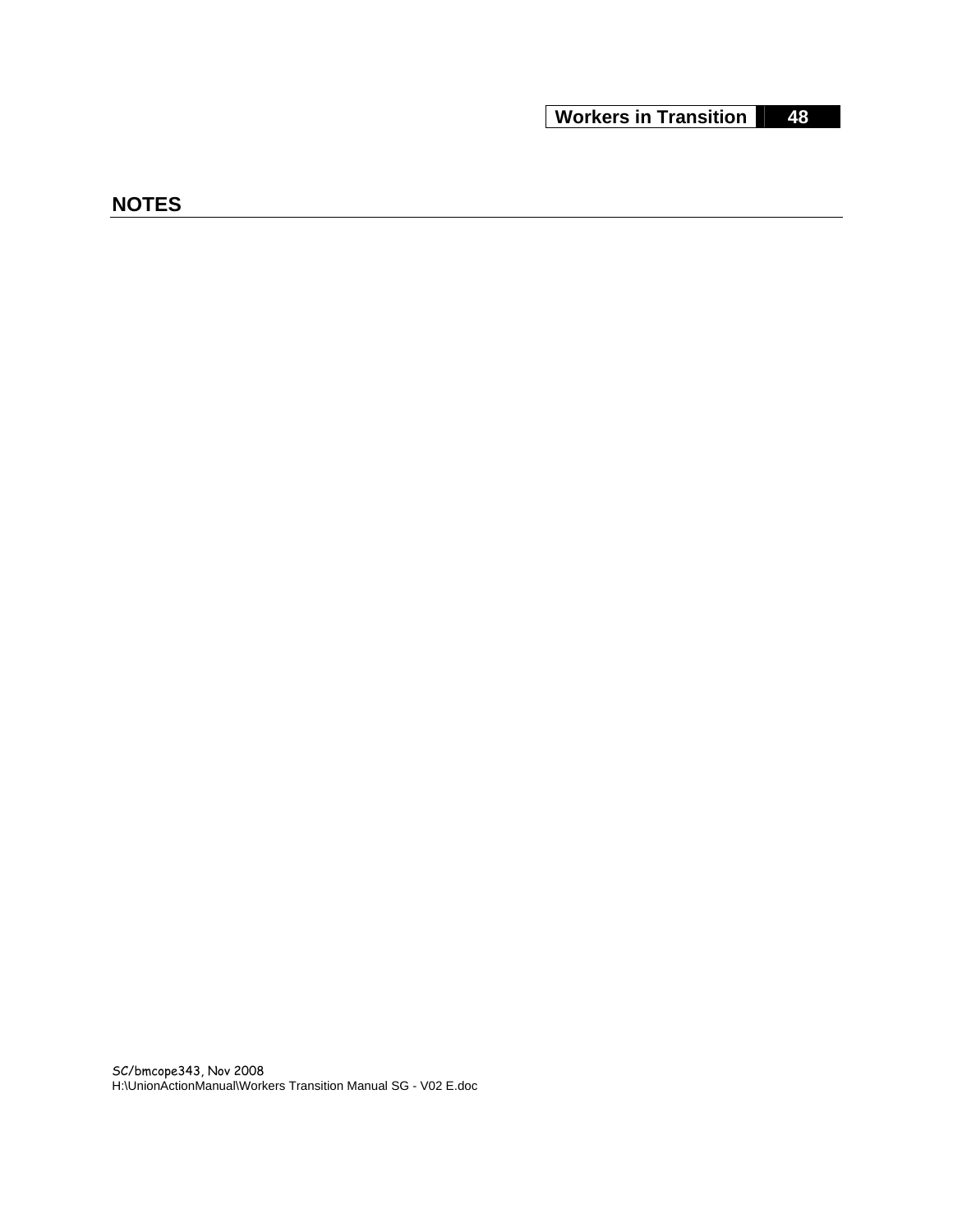## NOTES